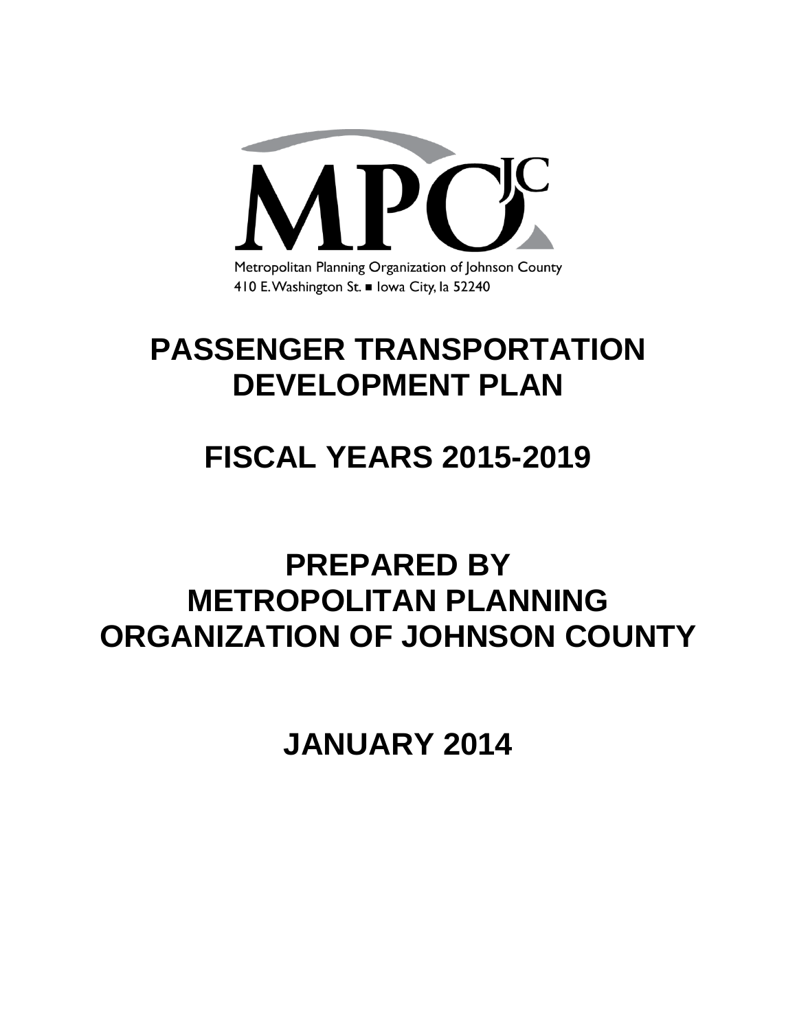MPO JC

Metropolitan Planning Organization of Johnson County
410 E. Washington St. ■ Iowa City, Ia 52240

# PASSENGER TRANSPORTATION DEVELOPMENT PLAN

# FISCAL YEARS 2015-2019

# PREPARED BY METROPOLITAN PLANNING ORGANIZATION OF JOHNSON COUNTY

# JANUARY 2014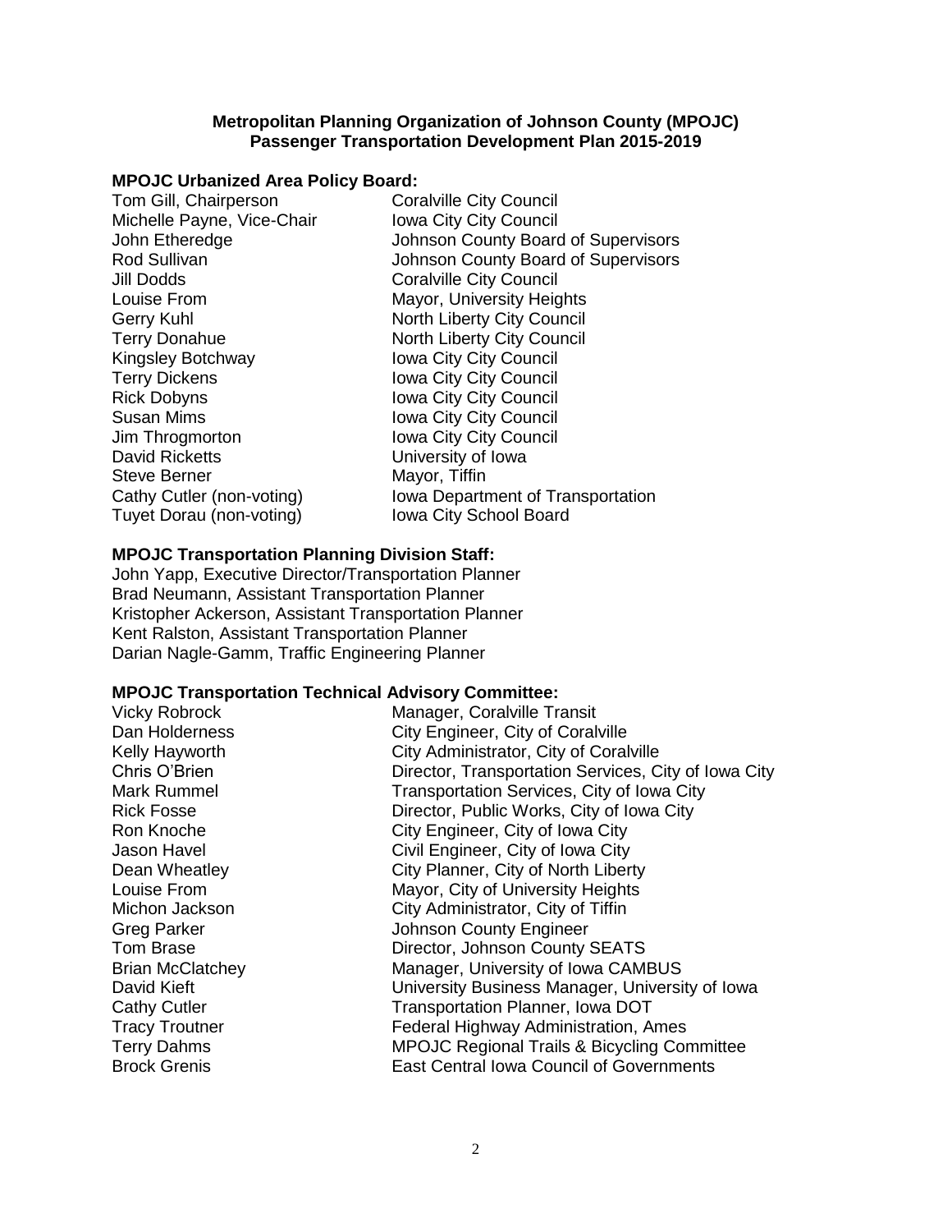**Metropolitan Planning Organization of Johnson County (MPOJC)**
**Passenger Transportation Development Plan 2015-2019**

### MPOJC Urbanized Area Policy Board:

| | |
|---|---|
| Tom Gill, Chairperson | Coralville City Council |
| Michelle Payne, Vice-Chair | Iowa City City Council |
| John Etheredge | Johnson County Board of Supervisors |
| Rod Sullivan | Johnson County Board of Supervisors |
| Jill Dodds | Coralville City Council |
| Louise From | Mayor, University Heights |
| Gerry Kuhl | North Liberty City Council |
| Terry Donahue | North Liberty City Council |
| Kingsley Botchway | Iowa City City Council |
| Terry Dickens | Iowa City City Council |
| Rick Dobyns | Iowa City City Council |
| Susan Mims | Iowa City City Council |
| Jim Throgmorton | Iowa City City Council |
| David Ricketts | University of Iowa |
| Steve Berner | Mayor, Tiffin |
| Cathy Cutler (non-voting) | Iowa Department of Transportation |
| Tuyet Dorau (non-voting) | Iowa City School Board |

### MPOJC Transportation Planning Division Staff:

John Yapp, Executive Director/Transportation Planner
Brad Neumann, Assistant Transportation Planner
Kristopher Ackerson, Assistant Transportation Planner
Kent Ralston, Assistant Transportation Planner
Darian Nagle-Gamm, Traffic Engineering Planner

### MPOJC Transportation Technical Advisory Committee:

| | |
|---|---|
| Vicky Robrock | Manager, Coralville Transit |
| Dan Holderness | City Engineer, City of Coralville |
| Kelly Hayworth | City Administrator, City of Coralville |
| Chris O'Brien | Director, Transportation Services, City of Iowa City |
| Mark Rummel | Transportation Services, City of Iowa City |
| Rick Fosse | Director, Public Works, City of Iowa City |
| Ron Knoche | City Engineer, City of Iowa City |
| Jason Havel | Civil Engineer, City of Iowa City |
| Dean Wheatley | City Planner, City of North Liberty |
| Louise From | Mayor, City of University Heights |
| Michon Jackson | City Administrator, City of Tiffin |
| Greg Parker | Johnson County Engineer |
| Tom Brase | Director, Johnson County SEATS |
| Brian McClatchey | Manager, University of Iowa CAMBUS |
| David Kieft | University Business Manager, University of Iowa |
| Cathy Cutler | Transportation Planner, Iowa DOT |
| Tracy Troutner | Federal Highway Administration, Ames |
| Terry Dahms | MPOJC Regional Trails & Bicycling Committee |
| Brock Grenis | East Central Iowa Council of Governments |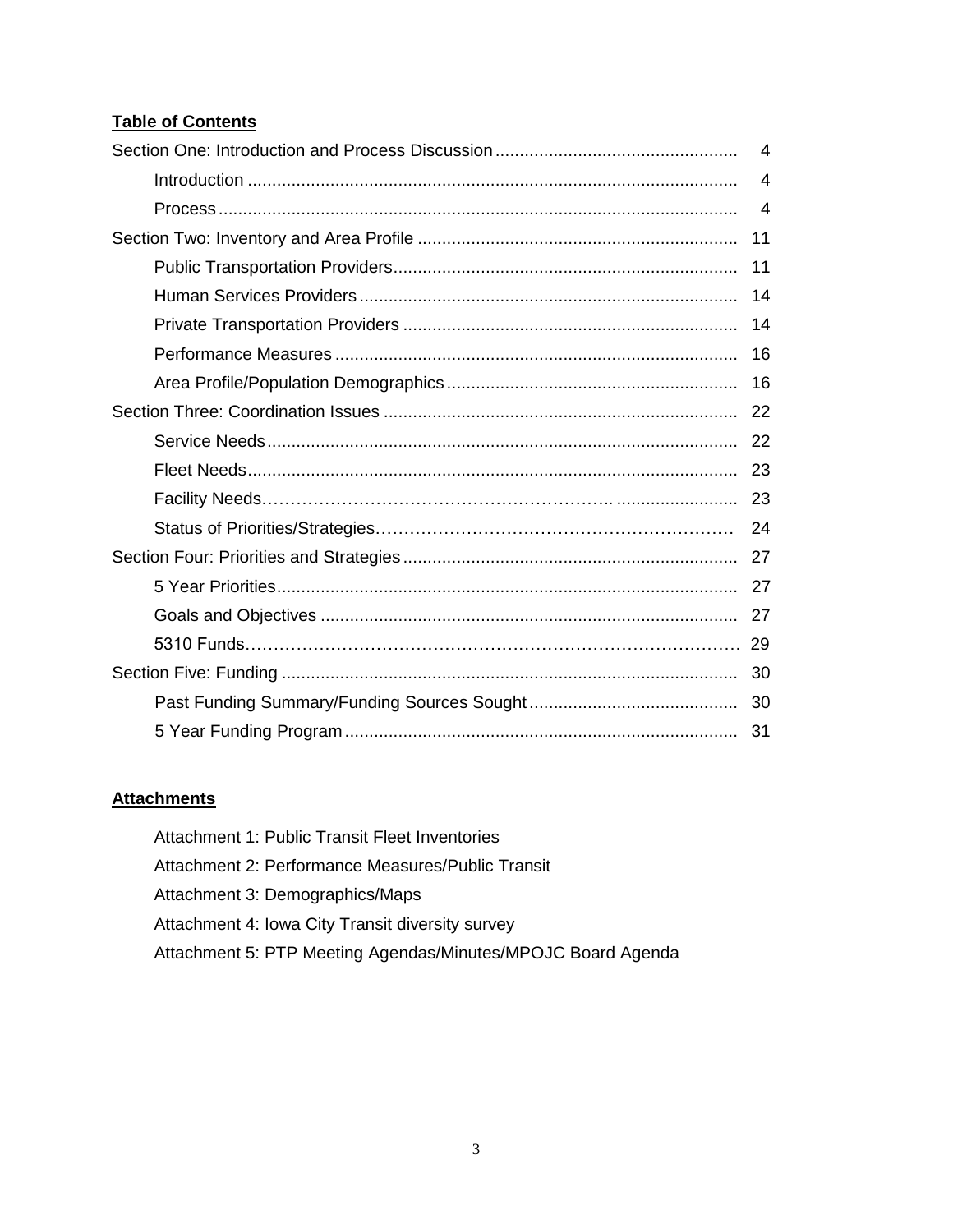**Table of Contents**

| | |
|---|---|
| Section One: Introduction and Process Discussion | 4 |
| Introduction | 4 |
| Process | 4 |
| Section Two: Inventory and Area Profile | 11 |
| Public Transportation Providers | 11 |
| Human Services Providers | 14 |
| Private Transportation Providers | 14 |
| Performance Measures | 16 |
| Area Profile/Population Demographics | 16 |
| Section Three: Coordination Issues | 22 |
| Service Needs | 22 |
| Fleet Needs | 23 |
| Facility Needs | 23 |
| Status of Priorities/Strategies | 24 |
| Section Four: Priorities and Strategies | 27 |
| 5 Year Priorities | 27 |
| Goals and Objectives | 27 |
| 5310 Funds | 29 |
| Section Five: Funding | 30 |
| Past Funding Summary/Funding Sources Sought | 30 |
| 5 Year Funding Program | 31 |

**Attachments**

- Attachment 1: Public Transit Fleet Inventories
- Attachment 2: Performance Measures/Public Transit
- Attachment 3: Demographics/Maps
- Attachment 4: Iowa City Transit diversity survey
- Attachment 5: PTP Meeting Agendas/Minutes/MPOJC Board Agenda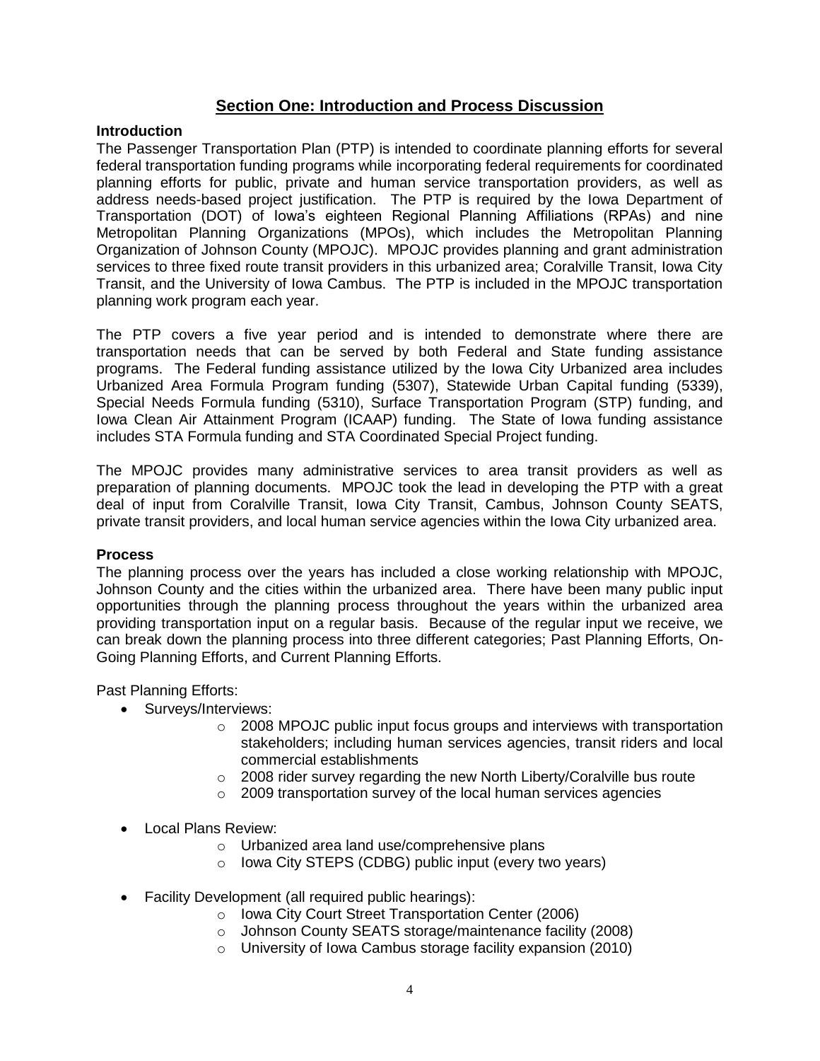## Section One: Introduction and Process Discussion

### Introduction

The Passenger Transportation Plan (PTP) is intended to coordinate planning efforts for several federal transportation funding programs while incorporating federal requirements for coordinated planning efforts for public, private and human service transportation providers, as well as address needs-based project justification. The PTP is required by the Iowa Department of Transportation (DOT) of Iowa's eighteen Regional Planning Affiliations (RPAs) and nine Metropolitan Planning Organizations (MPOs), which includes the Metropolitan Planning Organization of Johnson County (MPOJC). MPOJC provides planning and grant administration services to three fixed route transit providers in this urbanized area; Coralville Transit, Iowa City Transit, and the University of Iowa Cambus. The PTP is included in the MPOJC transportation planning work program each year.

The PTP covers a five year period and is intended to demonstrate where there are transportation needs that can be served by both Federal and State funding assistance programs. The Federal funding assistance utilized by the Iowa City Urbanized area includes Urbanized Area Formula Program funding (5307), Statewide Urban Capital funding (5339), Special Needs Formula funding (5310), Surface Transportation Program (STP) funding, and Iowa Clean Air Attainment Program (ICAAP) funding. The State of Iowa funding assistance includes STA Formula funding and STA Coordinated Special Project funding.

The MPOJC provides many administrative services to area transit providers as well as preparation of planning documents. MPOJC took the lead in developing the PTP with a great deal of input from Coralville Transit, Iowa City Transit, Cambus, Johnson County SEATS, private transit providers, and local human service agencies within the Iowa City urbanized area.

### Process

The planning process over the years has included a close working relationship with MPOJC, Johnson County and the cities within the urbanized area. There have been many public input opportunities through the planning process throughout the years within the urbanized area providing transportation input on a regular basis. Because of the regular input we receive, we can break down the planning process into three different categories; Past Planning Efforts, On-Going Planning Efforts, and Current Planning Efforts.

Past Planning Efforts:

- Surveys/Interviews:
  - 2008 MPOJC public input focus groups and interviews with transportation stakeholders; including human services agencies, transit riders and local commercial establishments
  - 2008 rider survey regarding the new North Liberty/Coralville bus route
  - 2009 transportation survey of the local human services agencies
- Local Plans Review:
  - Urbanized area land use/comprehensive plans
  - Iowa City STEPS (CDBG) public input (every two years)
- Facility Development (all required public hearings):
  - Iowa City Court Street Transportation Center (2006)
  - Johnson County SEATS storage/maintenance facility (2008)
  - University of Iowa Cambus storage facility expansion (2010)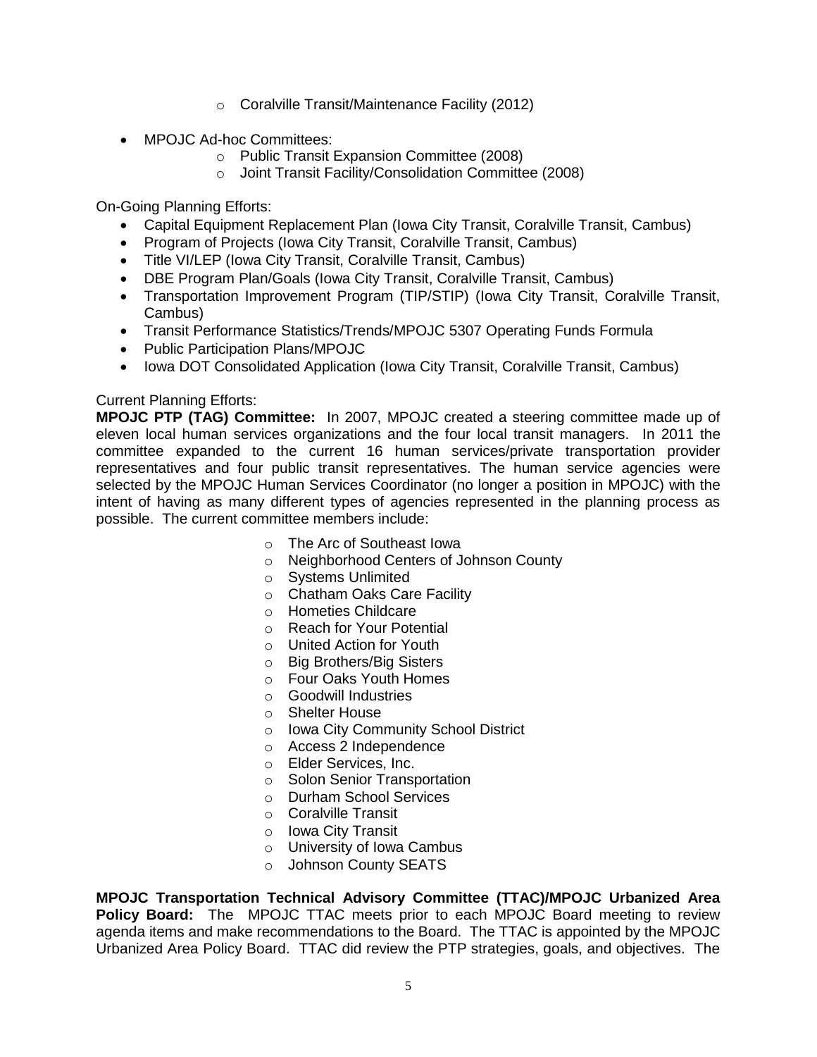- Coralville Transit/Maintenance Facility (2012)

- MPOJC Ad-hoc Committees:
   - Public Transit Expansion Committee (2008)
   - Joint Transit Facility/Consolidation Committee (2008)

On-Going Planning Efforts:

- Capital Equipment Replacement Plan (Iowa City Transit, Coralville Transit, Cambus)
- Program of Projects (Iowa City Transit, Coralville Transit, Cambus)
- Title VI/LEP (Iowa City Transit, Coralville Transit, Cambus)
- DBE Program Plan/Goals (Iowa City Transit, Coralville Transit, Cambus)
- Transportation Improvement Program (TIP/STIP) (Iowa City Transit, Coralville Transit, Cambus)
- Transit Performance Statistics/Trends/MPOJC 5307 Operating Funds Formula
- Public Participation Plans/MPOJC
- Iowa DOT Consolidated Application (Iowa City Transit, Coralville Transit, Cambus)

Current Planning Efforts:

**MPOJC PTP (TAG) Committee:** In 2007, MPOJC created a steering committee made up of eleven local human services organizations and the four local transit managers. In 2011 the committee expanded to the current 16 human services/private transportation provider representatives and four public transit representatives. The human service agencies were selected by the MPOJC Human Services Coordinator (no longer a position in MPOJC) with the intent of having as many different types of agencies represented in the planning process as possible. The current committee members include:

- The Arc of Southeast Iowa
- Neighborhood Centers of Johnson County
- Systems Unlimited
- Chatham Oaks Care Facility
- Hometies Childcare
- Reach for Your Potential
- United Action for Youth
- Big Brothers/Big Sisters
- Four Oaks Youth Homes
- Goodwill Industries
- Shelter House
- Iowa City Community School District
- Access 2 Independence
- Elder Services, Inc.
- Solon Senior Transportation
- Durham School Services
- Coralville Transit
- Iowa City Transit
- University of Iowa Cambus
- Johnson County SEATS

**MPOJC Transportation Technical Advisory Committee (TTAC)/MPOJC Urbanized Area Policy Board:** The MPOJC TTAC meets prior to each MPOJC Board meeting to review agenda items and make recommendations to the Board. The TTAC is appointed by the MPOJC Urbanized Area Policy Board. TTAC did review the PTP strategies, goals, and objectives. The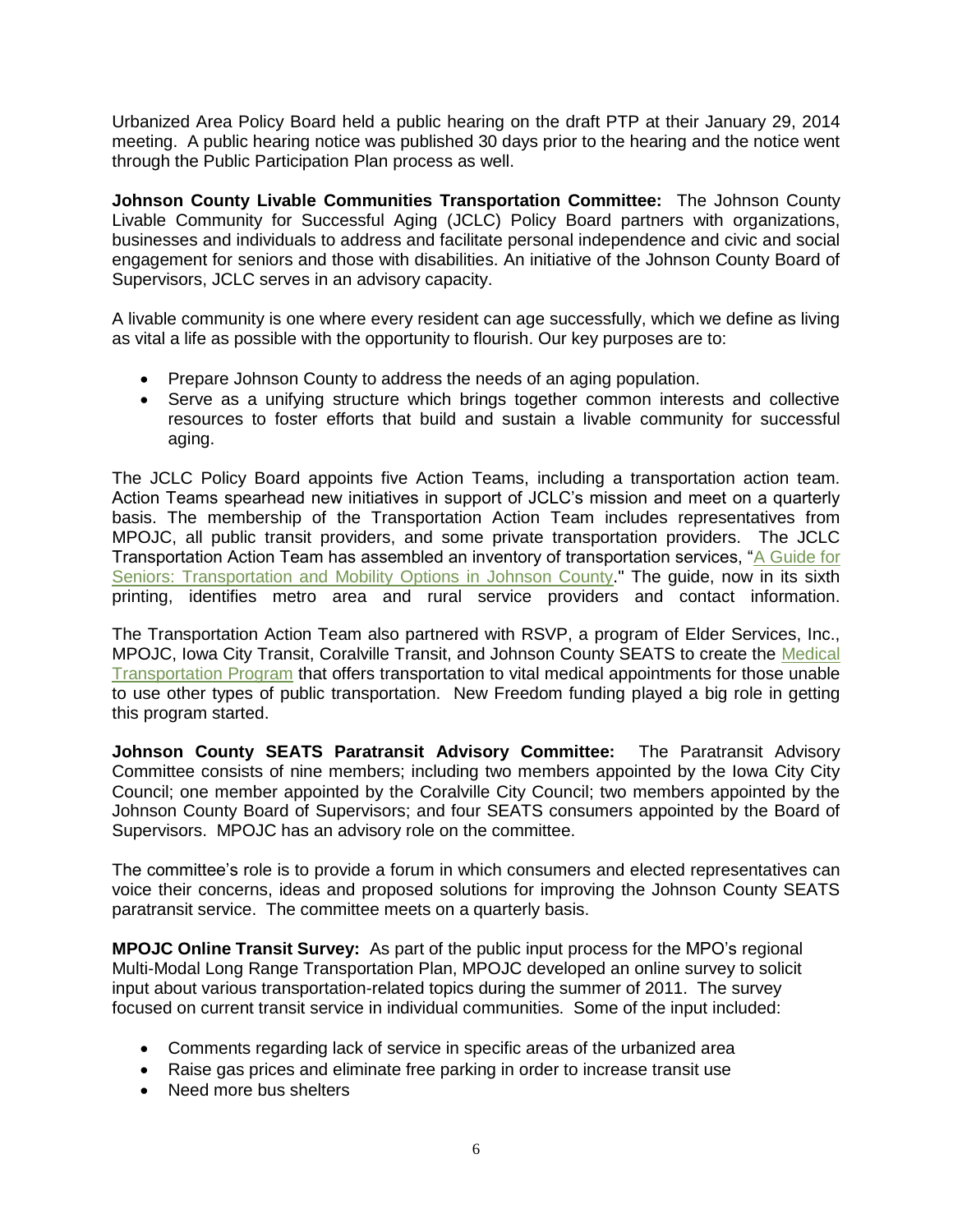Urbanized Area Policy Board held a public hearing on the draft PTP at their January 29, 2014 meeting. A public hearing notice was published 30 days prior to the hearing and the notice went through the Public Participation Plan process as well.

**Johnson County Livable Communities Transportation Committee:** The Johnson County Livable Community for Successful Aging (JCLC) Policy Board partners with organizations, businesses and individuals to address and facilitate personal independence and civic and social engagement for seniors and those with disabilities. An initiative of the Johnson County Board of Supervisors, JCLC serves in an advisory capacity.

A livable community is one where every resident can age successfully, which we define as living as vital a life as possible with the opportunity to flourish. Our key purposes are to:

- Prepare Johnson County to address the needs of an aging population.
- Serve as a unifying structure which brings together common interests and collective resources to foster efforts that build and sustain a livable community for successful aging.

The JCLC Policy Board appoints five Action Teams, including a transportation action team. Action Teams spearhead new initiatives in support of JCLC's mission and meet on a quarterly basis. The membership of the Transportation Action Team includes representatives from MPOJC, all public transit providers, and some private transportation providers. The JCLC Transportation Action Team has assembled an inventory of transportation services, "A Guide for Seniors: Transportation and Mobility Options in Johnson County." The guide, now in its sixth printing, identifies metro area and rural service providers and contact information.

The Transportation Action Team also partnered with RSVP, a program of Elder Services, Inc., MPOJC, Iowa City Transit, Coralville Transit, and Johnson County SEATS to create the Medical Transportation Program that offers transportation to vital medical appointments for those unable to use other types of public transportation. New Freedom funding played a big role in getting this program started.

**Johnson County SEATS Paratransit Advisory Committee:** The Paratransit Advisory Committee consists of nine members; including two members appointed by the Iowa City City Council; one member appointed by the Coralville City Council; two members appointed by the Johnson County Board of Supervisors; and four SEATS consumers appointed by the Board of Supervisors. MPOJC has an advisory role on the committee.

The committee's role is to provide a forum in which consumers and elected representatives can voice their concerns, ideas and proposed solutions for improving the Johnson County SEATS paratransit service. The committee meets on a quarterly basis.

**MPOJC Online Transit Survey:** As part of the public input process for the MPO's regional Multi-Modal Long Range Transportation Plan, MPOJC developed an online survey to solicit input about various transportation-related topics during the summer of 2011. The survey focused on current transit service in individual communities. Some of the input included:

- Comments regarding lack of service in specific areas of the urbanized area
- Raise gas prices and eliminate free parking in order to increase transit use
- Need more bus shelters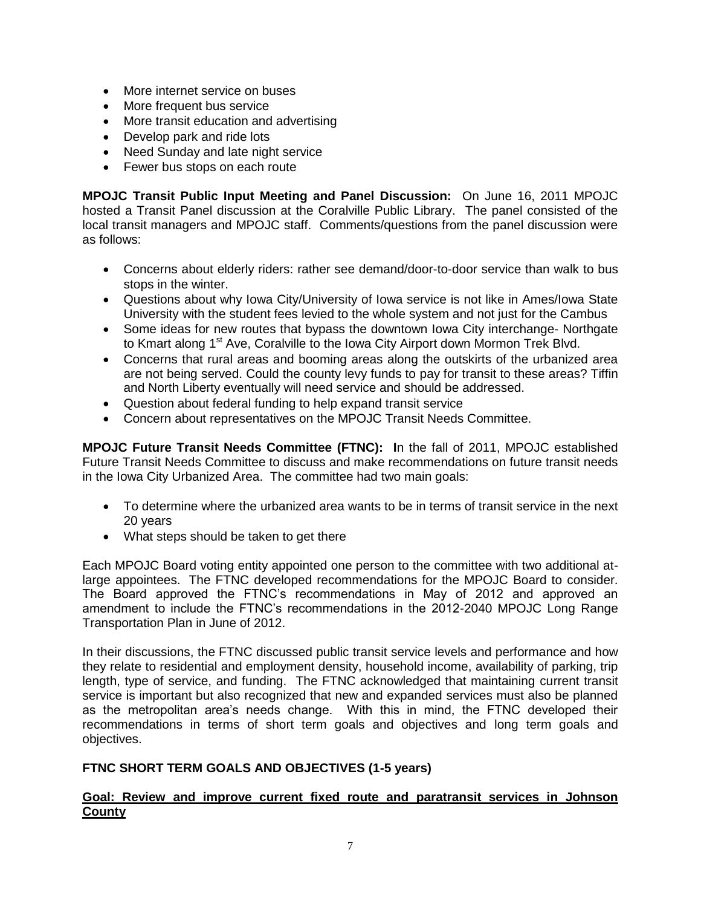- More internet service on buses
- More frequent bus service
- More transit education and advertising
- Develop park and ride lots
- Need Sunday and late night service
- Fewer bus stops on each route

**MPOJC Transit Public Input Meeting and Panel Discussion:** On June 16, 2011 MPOJC hosted a Transit Panel discussion at the Coralville Public Library. The panel consisted of the local transit managers and MPOJC staff. Comments/questions from the panel discussion were as follows:

- Concerns about elderly riders: rather see demand/door-to-door service than walk to bus stops in the winter.
- Questions about why Iowa City/University of Iowa service is not like in Ames/Iowa State University with the student fees levied to the whole system and not just for the Cambus
- Some ideas for new routes that bypass the downtown Iowa City interchange- Northgate to Kmart along 1st Ave, Coralville to the Iowa City Airport down Mormon Trek Blvd.
- Concerns that rural areas and booming areas along the outskirts of the urbanized area are not being served. Could the county levy funds to pay for transit to these areas? Tiffin and North Liberty eventually will need service and should be addressed.
- Question about federal funding to help expand transit service
- Concern about representatives on the MPOJC Transit Needs Committee.

**MPOJC Future Transit Needs Committee (FTNC): I**n the fall of 2011, MPOJC established Future Transit Needs Committee to discuss and make recommendations on future transit needs in the Iowa City Urbanized Area. The committee had two main goals:

- To determine where the urbanized area wants to be in terms of transit service in the next 20 years
- What steps should be taken to get there

Each MPOJC Board voting entity appointed one person to the committee with two additional at-large appointees. The FTNC developed recommendations for the MPOJC Board to consider. The Board approved the FTNC's recommendations in May of 2012 and approved an amendment to include the FTNC's recommendations in the 2012-2040 MPOJC Long Range Transportation Plan in June of 2012.

In their discussions, the FTNC discussed public transit service levels and performance and how they relate to residential and employment density, household income, availability of parking, trip length, type of service, and funding. The FTNC acknowledged that maintaining current transit service is important but also recognized that new and expanded services must also be planned as the metropolitan area's needs change. With this in mind, the FTNC developed their recommendations in terms of short term goals and objectives and long term goals and objectives.

### FTNC SHORT TERM GOALS AND OBJECTIVES (1-5 years)

**Goal: Review and improve current fixed route and paratransit services in Johnson County**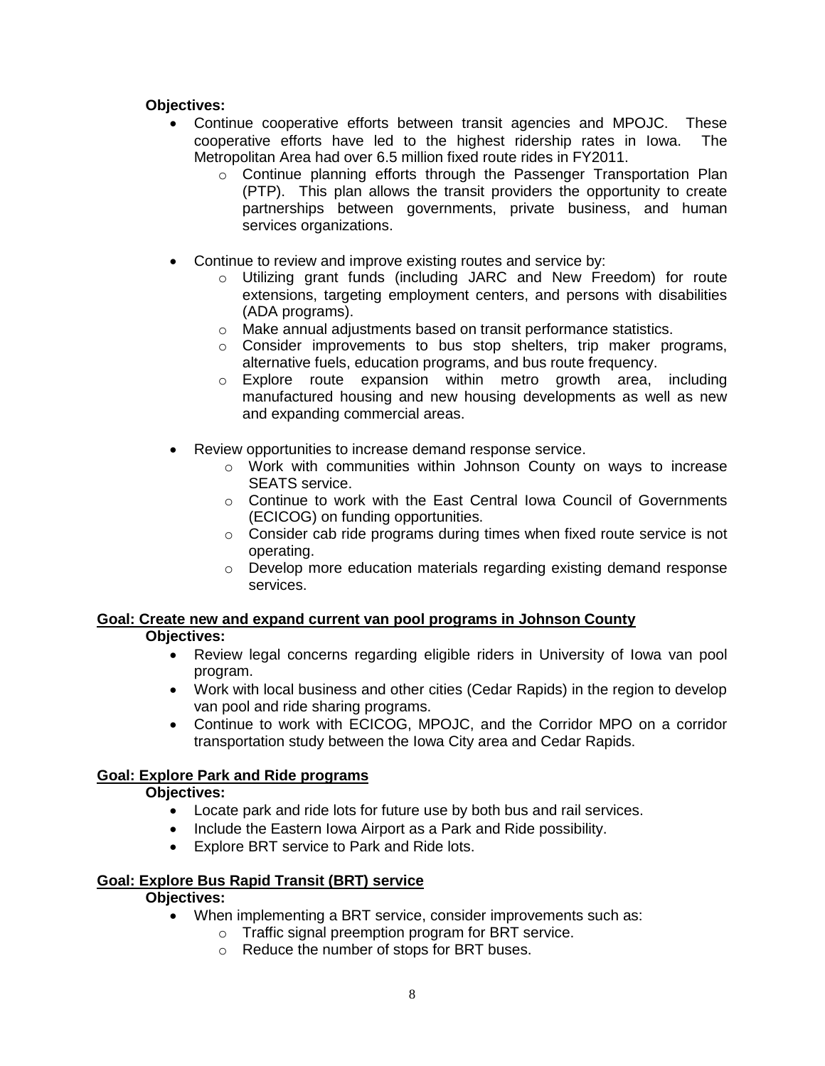**Objectives:**

- Continue cooperative efforts between transit agencies and MPOJC. These cooperative efforts have led to the highest ridership rates in Iowa. The Metropolitan Area had over 6.5 million fixed route rides in FY2011.
  - Continue planning efforts through the Passenger Transportation Plan (PTP). This plan allows the transit providers the opportunity to create partnerships between governments, private business, and human services organizations.

- Continue to review and improve existing routes and service by:
  - Utilizing grant funds (including JARC and New Freedom) for route extensions, targeting employment centers, and persons with disabilities (ADA programs).
  - Make annual adjustments based on transit performance statistics.
  - Consider improvements to bus stop shelters, trip maker programs, alternative fuels, education programs, and bus route frequency.
  - Explore route expansion within metro growth area, including manufactured housing and new housing developments as well as new and expanding commercial areas.

- Review opportunities to increase demand response service.
  - Work with communities within Johnson County on ways to increase SEATS service.
  - Continue to work with the East Central Iowa Council of Governments (ECICOG) on funding opportunities.
  - Consider cab ride programs during times when fixed route service is not operating.
  - Develop more education materials regarding existing demand response services.

**Goal: Create new and expand current van pool programs in Johnson County**

**Objectives:**

- Review legal concerns regarding eligible riders in University of Iowa van pool program.
- Work with local business and other cities (Cedar Rapids) in the region to develop van pool and ride sharing programs.
- Continue to work with ECICOG, MPOJC, and the Corridor MPO on a corridor transportation study between the Iowa City area and Cedar Rapids.

**Goal: Explore Park and Ride programs**

**Objectives:**

- Locate park and ride lots for future use by both bus and rail services.
- Include the Eastern Iowa Airport as a Park and Ride possibility.
- Explore BRT service to Park and Ride lots.

**Goal: Explore Bus Rapid Transit (BRT) service**

**Objectives:**

- When implementing a BRT service, consider improvements such as:
  - Traffic signal preemption program for BRT service.
  - Reduce the number of stops for BRT buses.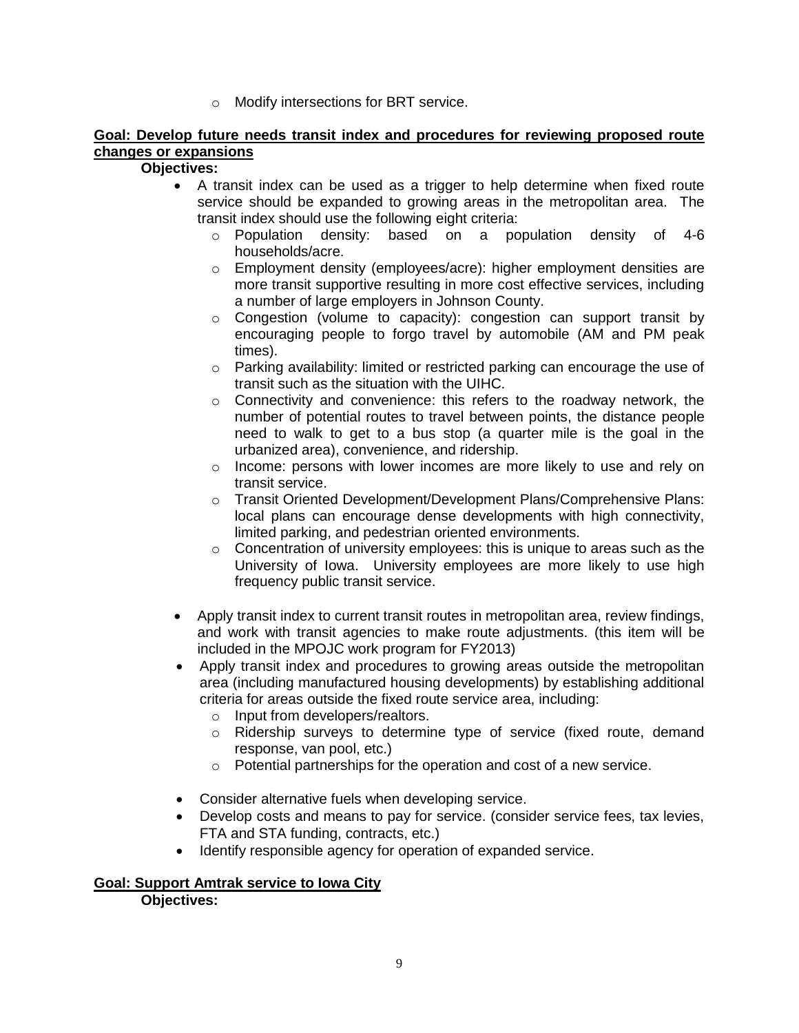- Modify intersections for BRT service.

**Goal: Develop future needs transit index and procedures for reviewing proposed route changes or expansions**

**Objectives:**

- A transit index can be used as a trigger to help determine when fixed route service should be expanded to growing areas in the metropolitan area. The transit index should use the following eight criteria:
  - Population density: based on a population density of 4-6 households/acre.
  - Employment density (employees/acre): higher employment densities are more transit supportive resulting in more cost effective services, including a number of large employers in Johnson County.
  - Congestion (volume to capacity): congestion can support transit by encouraging people to forgo travel by automobile (AM and PM peak times).
  - Parking availability: limited or restricted parking can encourage the use of transit such as the situation with the UIHC.
  - Connectivity and convenience: this refers to the roadway network, the number of potential routes to travel between points, the distance people need to walk to get to a bus stop (a quarter mile is the goal in the urbanized area), convenience, and ridership.
  - Income: persons with lower incomes are more likely to use and rely on transit service.
  - Transit Oriented Development/Development Plans/Comprehensive Plans: local plans can encourage dense developments with high connectivity, limited parking, and pedestrian oriented environments.
  - Concentration of university employees: this is unique to areas such as the University of Iowa. University employees are more likely to use high frequency public transit service.

- Apply transit index to current transit routes in metropolitan area, review findings, and work with transit agencies to make route adjustments. (this item will be included in the MPOJC work program for FY2013)
- Apply transit index and procedures to growing areas outside the metropolitan area (including manufactured housing developments) by establishing additional criteria for areas outside the fixed route service area, including:
  - Input from developers/realtors.
  - Ridership surveys to determine type of service (fixed route, demand response, van pool, etc.)
  - Potential partnerships for the operation and cost of a new service.

- Consider alternative fuels when developing service.
- Develop costs and means to pay for service. (consider service fees, tax levies, FTA and STA funding, contracts, etc.)
- Identify responsible agency for operation of expanded service.

**Goal: Support Amtrak service to Iowa City**

**Objectives:**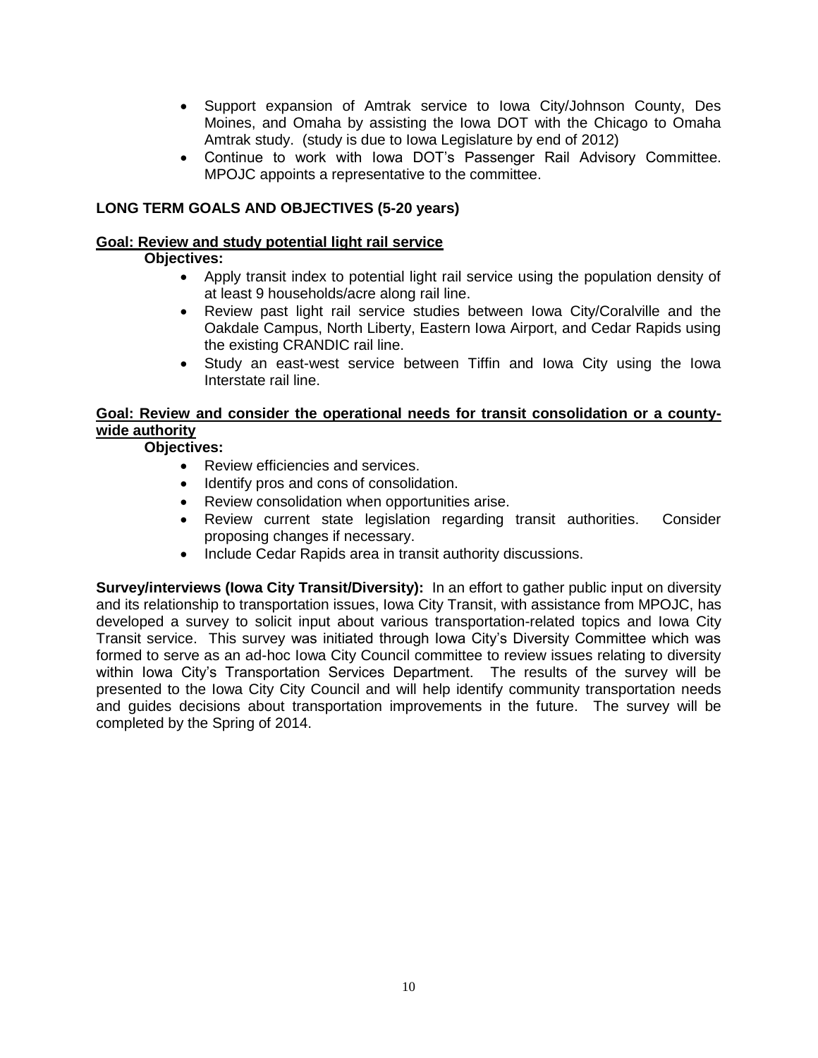- Support expansion of Amtrak service to Iowa City/Johnson County, Des Moines, and Omaha by assisting the Iowa DOT with the Chicago to Omaha Amtrak study. (study is due to Iowa Legislature by end of 2012)
- Continue to work with Iowa DOT's Passenger Rail Advisory Committee. MPOJC appoints a representative to the committee.

## LONG TERM GOALS AND OBJECTIVES (5-20 years)

**Goal: Review and study potential light rail service**

**Objectives:**

- Apply transit index to potential light rail service using the population density of at least 9 households/acre along rail line.
- Review past light rail service studies between Iowa City/Coralville and the Oakdale Campus, North Liberty, Eastern Iowa Airport, and Cedar Rapids using the existing CRANDIC rail line.
- Study an east-west service between Tiffin and Iowa City using the Iowa Interstate rail line.

**Goal: Review and consider the operational needs for transit consolidation or a county-wide authority**

**Objectives:**

- Review efficiencies and services.
- Identify pros and cons of consolidation.
- Review consolidation when opportunities arise.
- Review current state legislation regarding transit authorities. Consider proposing changes if necessary.
- Include Cedar Rapids area in transit authority discussions.

**Survey/interviews (Iowa City Transit/Diversity):** In an effort to gather public input on diversity and its relationship to transportation issues, Iowa City Transit, with assistance from MPOJC, has developed a survey to solicit input about various transportation-related topics and Iowa City Transit service. This survey was initiated through Iowa City's Diversity Committee which was formed to serve as an ad-hoc Iowa City Council committee to review issues relating to diversity within Iowa City's Transportation Services Department. The results of the survey will be presented to the Iowa City City Council and will help identify community transportation needs and guides decisions about transportation improvements in the future. The survey will be completed by the Spring of 2014.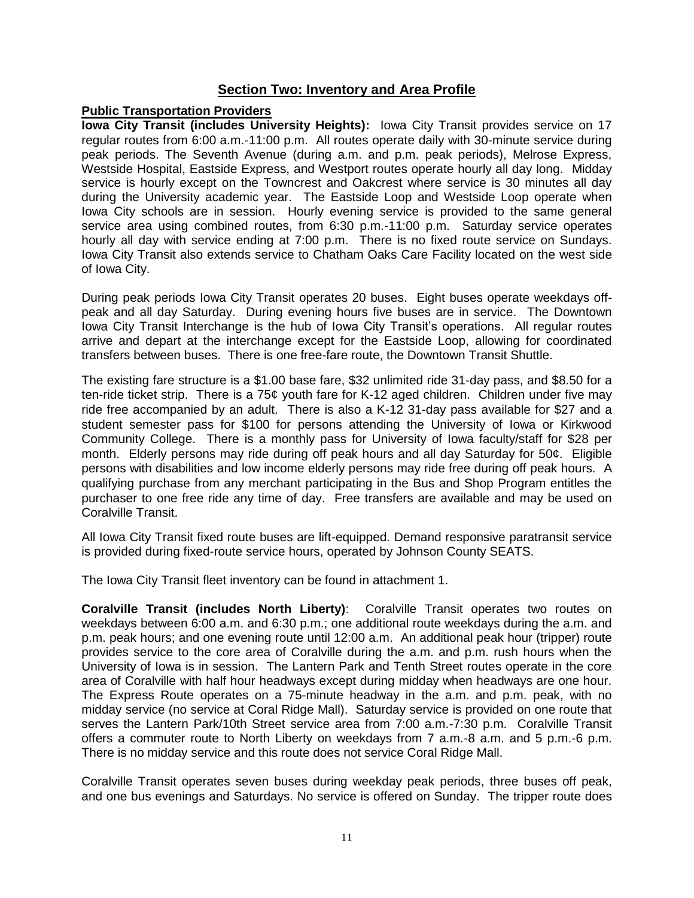## Section Two: Inventory and Area Profile

### Public Transportation Providers

**Iowa City Transit (includes University Heights):** Iowa City Transit provides service on 17 regular routes from 6:00 a.m.-11:00 p.m. All routes operate daily with 30-minute service during peak periods. The Seventh Avenue (during a.m. and p.m. peak periods), Melrose Express, Westside Hospital, Eastside Express, and Westport routes operate hourly all day long. Midday service is hourly except on the Towncrest and Oakcrest where service is 30 minutes all day during the University academic year. The Eastside Loop and Westside Loop operate when Iowa City schools are in session. Hourly evening service is provided to the same general service area using combined routes, from 6:30 p.m.-11:00 p.m. Saturday service operates hourly all day with service ending at 7:00 p.m. There is no fixed route service on Sundays. Iowa City Transit also extends service to Chatham Oaks Care Facility located on the west side of Iowa City.

During peak periods Iowa City Transit operates 20 buses. Eight buses operate weekdays off-peak and all day Saturday. During evening hours five buses are in service. The Downtown Iowa City Transit Interchange is the hub of Iowa City Transit's operations. All regular routes arrive and depart at the interchange except for the Eastside Loop, allowing for coordinated transfers between buses. There is one free-fare route, the Downtown Transit Shuttle.

The existing fare structure is a $1.00 base fare, $32 unlimited ride 31-day pass, and $8.50 for a ten-ride ticket strip. There is a 75¢ youth fare for K-12 aged children. Children under five may ride free accompanied by an adult. There is also a K-12 31-day pass available for $27 and a student semester pass for $100 for persons attending the University of Iowa or Kirkwood Community College. There is a monthly pass for University of Iowa faculty/staff for $28 per month. Elderly persons may ride during off peak hours and all day Saturday for 50¢. Eligible persons with disabilities and low income elderly persons may ride free during off peak hours. A qualifying purchase from any merchant participating in the Bus and Shop Program entitles the purchaser to one free ride any time of day. Free transfers are available and may be used on Coralville Transit.

All Iowa City Transit fixed route buses are lift-equipped. Demand responsive paratransit service is provided during fixed-route service hours, operated by Johnson County SEATS.

The Iowa City Transit fleet inventory can be found in attachment 1.

**Coralville Transit (includes North Liberty)**: Coralville Transit operates two routes on weekdays between 6:00 a.m. and 6:30 p.m.; one additional route weekdays during the a.m. and p.m. peak hours; and one evening route until 12:00 a.m. An additional peak hour (tripper) route provides service to the core area of Coralville during the a.m. and p.m. rush hours when the University of Iowa is in session. The Lantern Park and Tenth Street routes operate in the core area of Coralville with half hour headways except during midday when headways are one hour. The Express Route operates on a 75-minute headway in the a.m. and p.m. peak, with no midday service (no service at Coral Ridge Mall). Saturday service is provided on one route that serves the Lantern Park/10th Street service area from 7:00 a.m.-7:30 p.m. Coralville Transit offers a commuter route to North Liberty on weekdays from 7 a.m.-8 a.m. and 5 p.m.-6 p.m. There is no midday service and this route does not service Coral Ridge Mall.

Coralville Transit operates seven buses during weekday peak periods, three buses off peak, and one bus evenings and Saturdays. No service is offered on Sunday. The tripper route does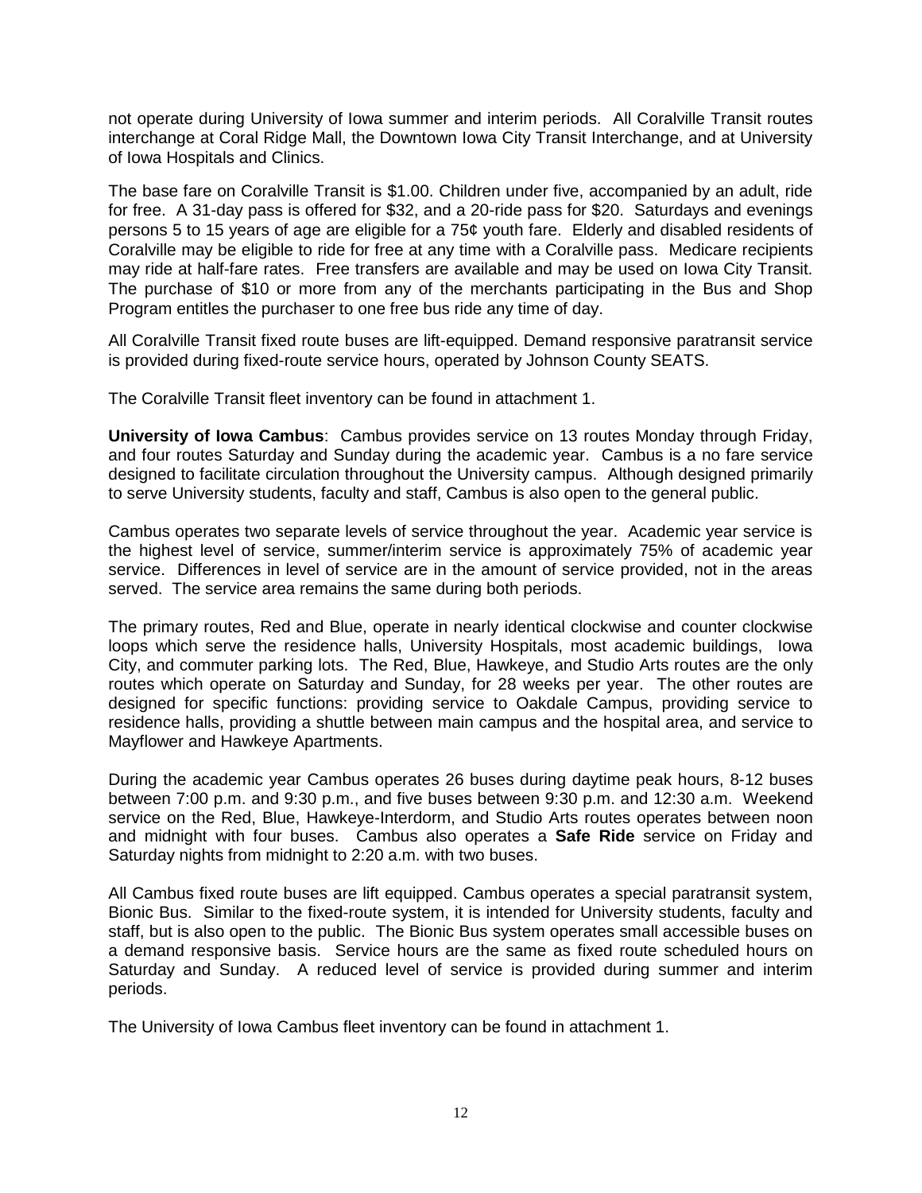not operate during University of Iowa summer and interim periods. All Coralville Transit routes interchange at Coral Ridge Mall, the Downtown Iowa City Transit Interchange, and at University of Iowa Hospitals and Clinics.

The base fare on Coralville Transit is $1.00. Children under five, accompanied by an adult, ride for free. A 31-day pass is offered for $32, and a 20-ride pass for $20. Saturdays and evenings persons 5 to 15 years of age are eligible for a 75¢ youth fare. Elderly and disabled residents of Coralville may be eligible to ride for free at any time with a Coralville pass. Medicare recipients may ride at half-fare rates. Free transfers are available and may be used on Iowa City Transit. The purchase of $10 or more from any of the merchants participating in the Bus and Shop Program entitles the purchaser to one free bus ride any time of day.

All Coralville Transit fixed route buses are lift-equipped. Demand responsive paratransit service is provided during fixed-route service hours, operated by Johnson County SEATS.

The Coralville Transit fleet inventory can be found in attachment 1.

**University of Iowa Cambus**: Cambus provides service on 13 routes Monday through Friday, and four routes Saturday and Sunday during the academic year. Cambus is a no fare service designed to facilitate circulation throughout the University campus. Although designed primarily to serve University students, faculty and staff, Cambus is also open to the general public.

Cambus operates two separate levels of service throughout the year. Academic year service is the highest level of service, summer/interim service is approximately 75% of academic year service. Differences in level of service are in the amount of service provided, not in the areas served. The service area remains the same during both periods.

The primary routes, Red and Blue, operate in nearly identical clockwise and counter clockwise loops which serve the residence halls, University Hospitals, most academic buildings, Iowa City, and commuter parking lots. The Red, Blue, Hawkeye, and Studio Arts routes are the only routes which operate on Saturday and Sunday, for 28 weeks per year. The other routes are designed for specific functions: providing service to Oakdale Campus, providing service to residence halls, providing a shuttle between main campus and the hospital area, and service to Mayflower and Hawkeye Apartments.

During the academic year Cambus operates 26 buses during daytime peak hours, 8-12 buses between 7:00 p.m. and 9:30 p.m., and five buses between 9:30 p.m. and 12:30 a.m. Weekend service on the Red, Blue, Hawkeye-Interdorm, and Studio Arts routes operates between noon and midnight with four buses. Cambus also operates a **Safe Ride** service on Friday and Saturday nights from midnight to 2:20 a.m. with two buses.

All Cambus fixed route buses are lift equipped. Cambus operates a special paratransit system, Bionic Bus. Similar to the fixed-route system, it is intended for University students, faculty and staff, but is also open to the public. The Bionic Bus system operates small accessible buses on a demand responsive basis. Service hours are the same as fixed route scheduled hours on Saturday and Sunday. A reduced level of service is provided during summer and interim periods.

The University of Iowa Cambus fleet inventory can be found in attachment 1.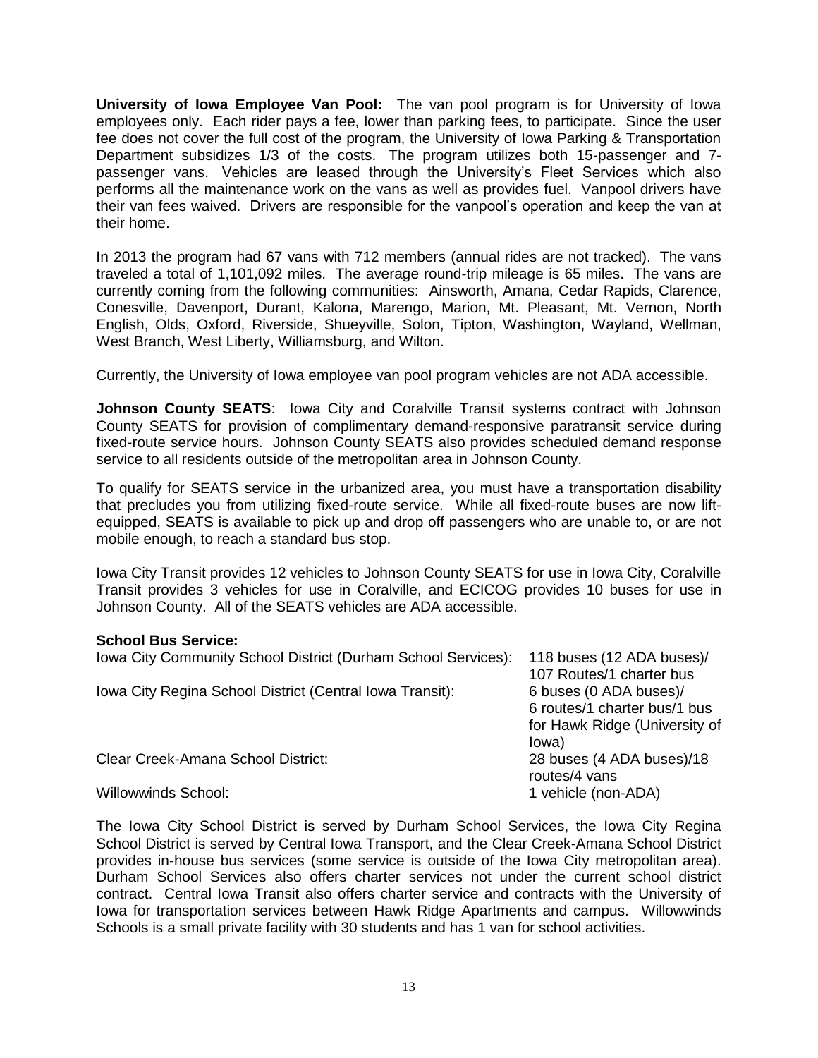**University of Iowa Employee Van Pool:** The van pool program is for University of Iowa employees only. Each rider pays a fee, lower than parking fees, to participate. Since the user fee does not cover the full cost of the program, the University of Iowa Parking & Transportation Department subsidizes 1/3 of the costs. The program utilizes both 15-passenger and 7-passenger vans. Vehicles are leased through the University's Fleet Services which also performs all the maintenance work on the vans as well as provides fuel. Vanpool drivers have their van fees waived. Drivers are responsible for the vanpool's operation and keep the van at their home.

In 2013 the program had 67 vans with 712 members (annual rides are not tracked). The vans traveled a total of 1,101,092 miles. The average round-trip mileage is 65 miles. The vans are currently coming from the following communities: Ainsworth, Amana, Cedar Rapids, Clarence, Conesville, Davenport, Durant, Kalona, Marengo, Marion, Mt. Pleasant, Mt. Vernon, North English, Olds, Oxford, Riverside, Shueyville, Solon, Tipton, Washington, Wayland, Wellman, West Branch, West Liberty, Williamsburg, and Wilton.

Currently, the University of Iowa employee van pool program vehicles are not ADA accessible.

**Johnson County SEATS**: Iowa City and Coralville Transit systems contract with Johnson County SEATS for provision of complimentary demand-responsive paratransit service during fixed-route service hours. Johnson County SEATS also provides scheduled demand response service to all residents outside of the metropolitan area in Johnson County.

To qualify for SEATS service in the urbanized area, you must have a transportation disability that precludes you from utilizing fixed-route service. While all fixed-route buses are now lift-equipped, SEATS is available to pick up and drop off passengers who are unable to, or are not mobile enough, to reach a standard bus stop.

Iowa City Transit provides 12 vehicles to Johnson County SEATS for use in Iowa City, Coralville Transit provides 3 vehicles for use in Coralville, and ECICOG provides 10 buses for use in Johnson County. All of the SEATS vehicles are ADA accessible.

**School Bus Service:**

| | |
|---|---|
| Iowa City Community School District (Durham School Services): | 118 buses (12 ADA buses)/ 107 Routes/1 charter bus |
| Iowa City Regina School District (Central Iowa Transit): | 6 buses (0 ADA buses)/ 6 routes/1 charter bus/1 bus for Hawk Ridge (University of Iowa) |
| Clear Creek-Amana School District: | 28 buses (4 ADA buses)/18 routes/4 vans |
| Willowwinds School: | 1 vehicle (non-ADA) |

The Iowa City School District is served by Durham School Services, the Iowa City Regina School District is served by Central Iowa Transport, and the Clear Creek-Amana School District provides in-house bus services (some service is outside of the Iowa City metropolitan area). Durham School Services also offers charter services not under the current school district contract. Central Iowa Transit also offers charter service and contracts with the University of Iowa for transportation services between Hawk Ridge Apartments and campus. Willowwinds Schools is a small private facility with 30 students and has 1 van for school activities.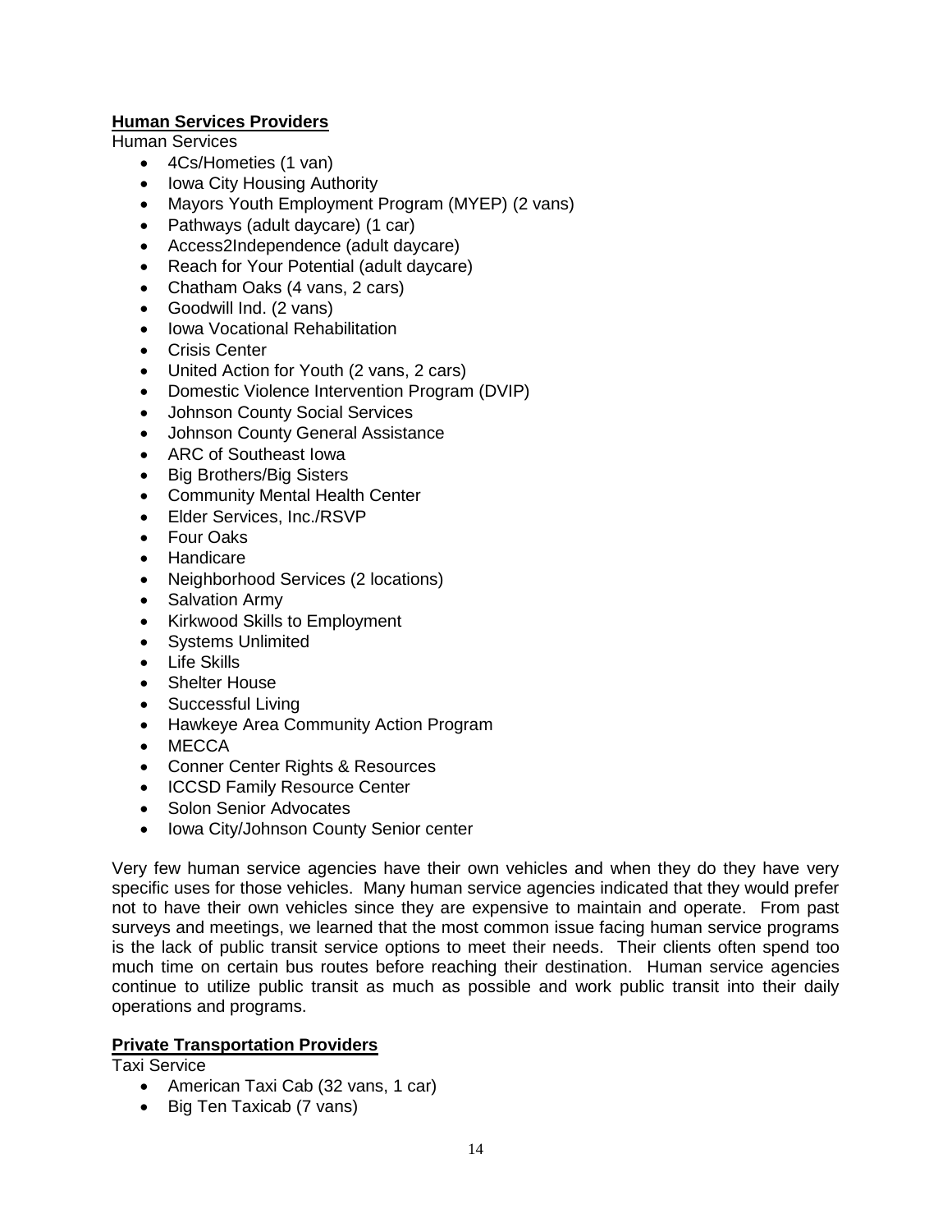**Human Services Providers**

Human Services

- 4Cs/Hometies (1 van)
- Iowa City Housing Authority
- Mayors Youth Employment Program (MYEP) (2 vans)
- Pathways (adult daycare) (1 car)
- Access2Independence (adult daycare)
- Reach for Your Potential (adult daycare)
- Chatham Oaks (4 vans, 2 cars)
- Goodwill Ind. (2 vans)
- Iowa Vocational Rehabilitation
- Crisis Center
- United Action for Youth (2 vans, 2 cars)
- Domestic Violence Intervention Program (DVIP)
- Johnson County Social Services
- Johnson County General Assistance
- ARC of Southeast Iowa
- Big Brothers/Big Sisters
- Community Mental Health Center
- Elder Services, Inc./RSVP
- Four Oaks
- Handicare
- Neighborhood Services (2 locations)
- Salvation Army
- Kirkwood Skills to Employment
- Systems Unlimited
- Life Skills
- Shelter House
- Successful Living
- Hawkeye Area Community Action Program
- MECCA
- Conner Center Rights & Resources
- ICCSD Family Resource Center
- Solon Senior Advocates
- Iowa City/Johnson County Senior center

Very few human service agencies have their own vehicles and when they do they have very specific uses for those vehicles. Many human service agencies indicated that they would prefer not to have their own vehicles since they are expensive to maintain and operate. From past surveys and meetings, we learned that the most common issue facing human service programs is the lack of public transit service options to meet their needs. Their clients often spend too much time on certain bus routes before reaching their destination. Human service agencies continue to utilize public transit as much as possible and work public transit into their daily operations and programs.

**Private Transportation Providers**

Taxi Service

- American Taxi Cab (32 vans, 1 car)
- Big Ten Taxicab (7 vans)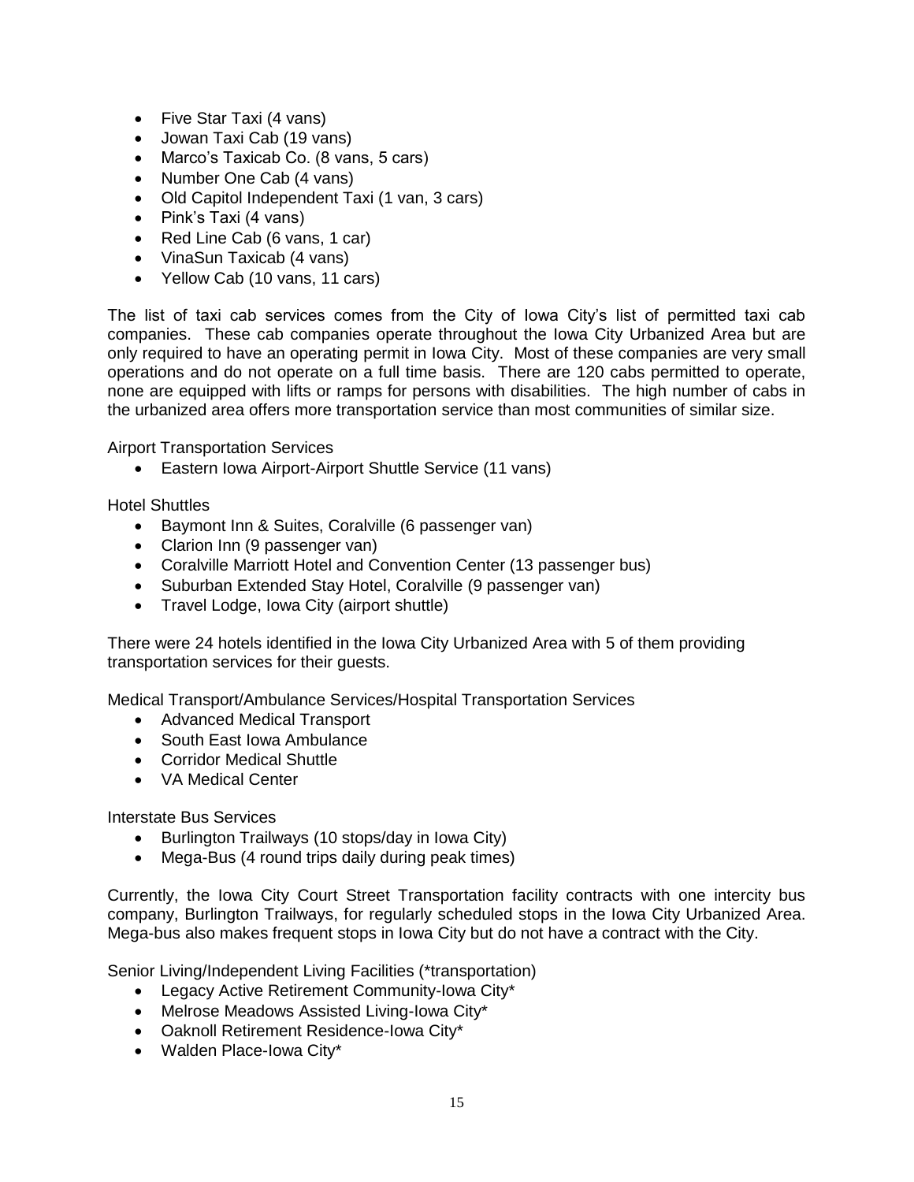- Five Star Taxi (4 vans)
- Jowan Taxi Cab (19 vans)
- Marco's Taxicab Co. (8 vans, 5 cars)
- Number One Cab (4 vans)
- Old Capitol Independent Taxi (1 van, 3 cars)
- Pink's Taxi (4 vans)
- Red Line Cab (6 vans, 1 car)
- VinaSun Taxicab (4 vans)
- Yellow Cab (10 vans, 11 cars)

The list of taxi cab services comes from the City of Iowa City's list of permitted taxi cab companies. These cab companies operate throughout the Iowa City Urbanized Area but are only required to have an operating permit in Iowa City. Most of these companies are very small operations and do not operate on a full time basis. There are 120 cabs permitted to operate, none are equipped with lifts or ramps for persons with disabilities. The high number of cabs in the urbanized area offers more transportation service than most communities of similar size.

Airport Transportation Services

- Eastern Iowa Airport-Airport Shuttle Service (11 vans)

Hotel Shuttles

- Baymont Inn & Suites, Coralville (6 passenger van)
- Clarion Inn (9 passenger van)
- Coralville Marriott Hotel and Convention Center (13 passenger bus)
- Suburban Extended Stay Hotel, Coralville (9 passenger van)
- Travel Lodge, Iowa City (airport shuttle)

There were 24 hotels identified in the Iowa City Urbanized Area with 5 of them providing transportation services for their guests.

Medical Transport/Ambulance Services/Hospital Transportation Services

- Advanced Medical Transport
- South East Iowa Ambulance
- Corridor Medical Shuttle
- VA Medical Center

Interstate Bus Services

- Burlington Trailways (10 stops/day in Iowa City)
- Mega-Bus (4 round trips daily during peak times)

Currently, the Iowa City Court Street Transportation facility contracts with one intercity bus company, Burlington Trailways, for regularly scheduled stops in the Iowa City Urbanized Area. Mega-bus also makes frequent stops in Iowa City but do not have a contract with the City.

Senior Living/Independent Living Facilities (*transportation)

- Legacy Active Retirement Community-Iowa City*
- Melrose Meadows Assisted Living-Iowa City*
- Oaknoll Retirement Residence-Iowa City*
- Walden Place-Iowa City*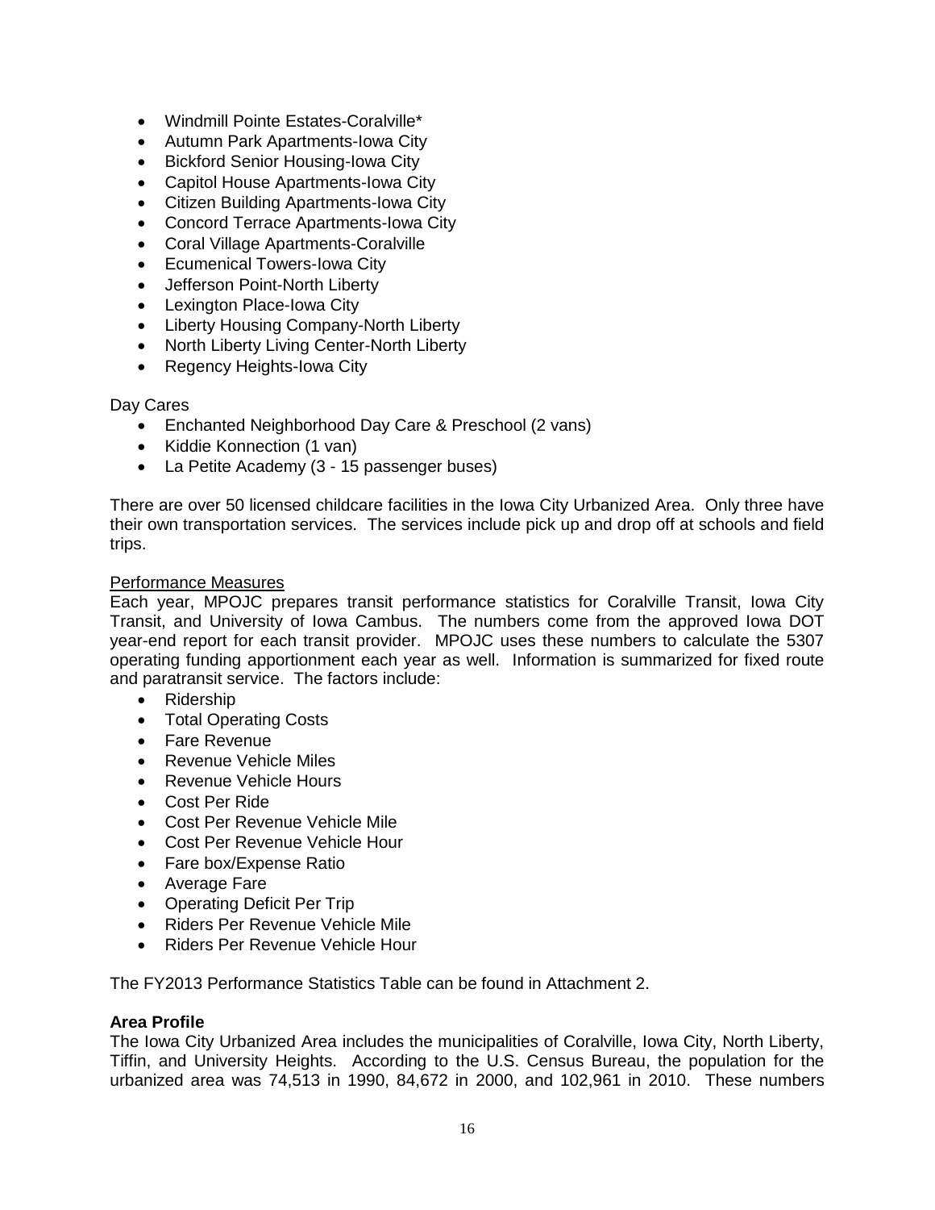- Windmill Pointe Estates-Coralville*
- Autumn Park Apartments-Iowa City
- Bickford Senior Housing-Iowa City
- Capitol House Apartments-Iowa City
- Citizen Building Apartments-Iowa City
- Concord Terrace Apartments-Iowa City
- Coral Village Apartments-Coralville
- Ecumenical Towers-Iowa City
- Jefferson Point-North Liberty
- Lexington Place-Iowa City
- Liberty Housing Company-North Liberty
- North Liberty Living Center-North Liberty
- Regency Heights-Iowa City

Day Cares

- Enchanted Neighborhood Day Care & Preschool (2 vans)
- Kiddie Konnection (1 van)
- La Petite Academy (3 - 15 passenger buses)

There are over 50 licensed childcare facilities in the Iowa City Urbanized Area. Only three have their own transportation services. The services include pick up and drop off at schools and field trips.

Performance Measures

Each year, MPOJC prepares transit performance statistics for Coralville Transit, Iowa City Transit, and University of Iowa Cambus. The numbers come from the approved Iowa DOT year-end report for each transit provider. MPOJC uses these numbers to calculate the 5307 operating funding apportionment each year as well. Information is summarized for fixed route and paratransit service. The factors include:

- Ridership
- Total Operating Costs
- Fare Revenue
- Revenue Vehicle Miles
- Revenue Vehicle Hours
- Cost Per Ride
- Cost Per Revenue Vehicle Mile
- Cost Per Revenue Vehicle Hour
- Fare box/Expense Ratio
- Average Fare
- Operating Deficit Per Trip
- Riders Per Revenue Vehicle Mile
- Riders Per Revenue Vehicle Hour

The FY2013 Performance Statistics Table can be found in Attachment 2.

**Area Profile**

The Iowa City Urbanized Area includes the municipalities of Coralville, Iowa City, North Liberty, Tiffin, and University Heights. According to the U.S. Census Bureau, the population for the urbanized area was 74,513 in 1990, 84,672 in 2000, and 102,961 in 2010. These numbers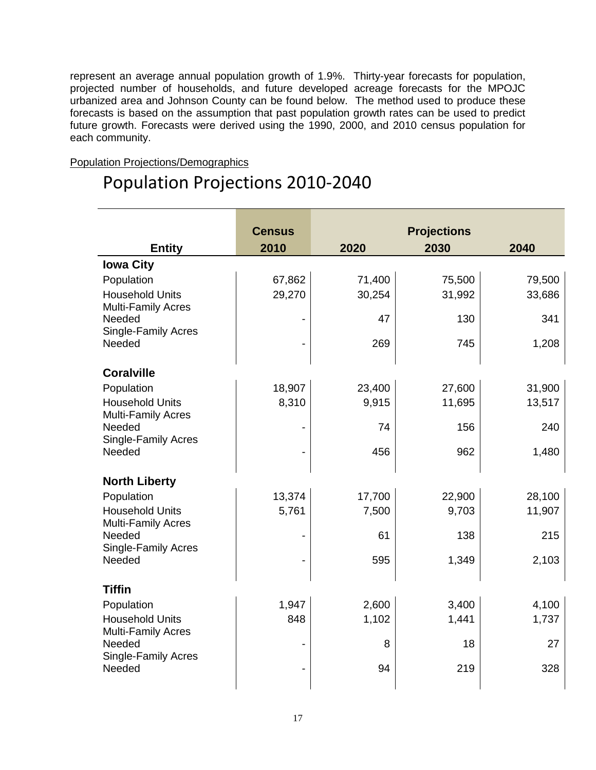represent an average annual population growth of 1.9%. Thirty-year forecasts for population, projected number of households, and future developed acreage forecasts for the MPOJC urbanized area and Johnson County can be found below. The method used to produce these forecasts is based on the assumption that past population growth rates can be used to predict future growth. Forecasts were derived using the 1990, 2000, and 2010 census population for each community.

Population Projections/Demographics

# Population Projections 2010-2040

| | Census | Projections | | |
|---|---|---|---|---|
| **Entity** | **2010** | **2020** | **2030** | **2040** |
| **Iowa City** | | | | |
| Population | 67,862 | 71,400 | 75,500 | 79,500 |
| Household Units | 29,270 | 30,254 | 31,992 | 33,686 |
| Multi-Family Acres Needed | - | 47 | 130 | 341 |
| Single-Family Acres Needed | - | 269 | 745 | 1,208 |
| **Coralville** | | | | |
| Population | 18,907 | 23,400 | 27,600 | 31,900 |
| Household Units | 8,310 | 9,915 | 11,695 | 13,517 |
| Multi-Family Acres Needed | - | 74 | 156 | 240 |
| Single-Family Acres Needed | - | 456 | 962 | 1,480 |
| **North Liberty** | | | | |
| Population | 13,374 | 17,700 | 22,900 | 28,100 |
| Household Units | 5,761 | 7,500 | 9,703 | 11,907 |
| Multi-Family Acres Needed | - | 61 | 138 | 215 |
| Single-Family Acres Needed | - | 595 | 1,349 | 2,103 |
| **Tiffin** | | | | |
| Population | 1,947 | 2,600 | 3,400 | 4,100 |
| Household Units | 848 | 1,102 | 1,441 | 1,737 |
| Multi-Family Acres Needed | - | 8 | 18 | 27 |
| Single-Family Acres Needed | - | 94 | 219 | 328 |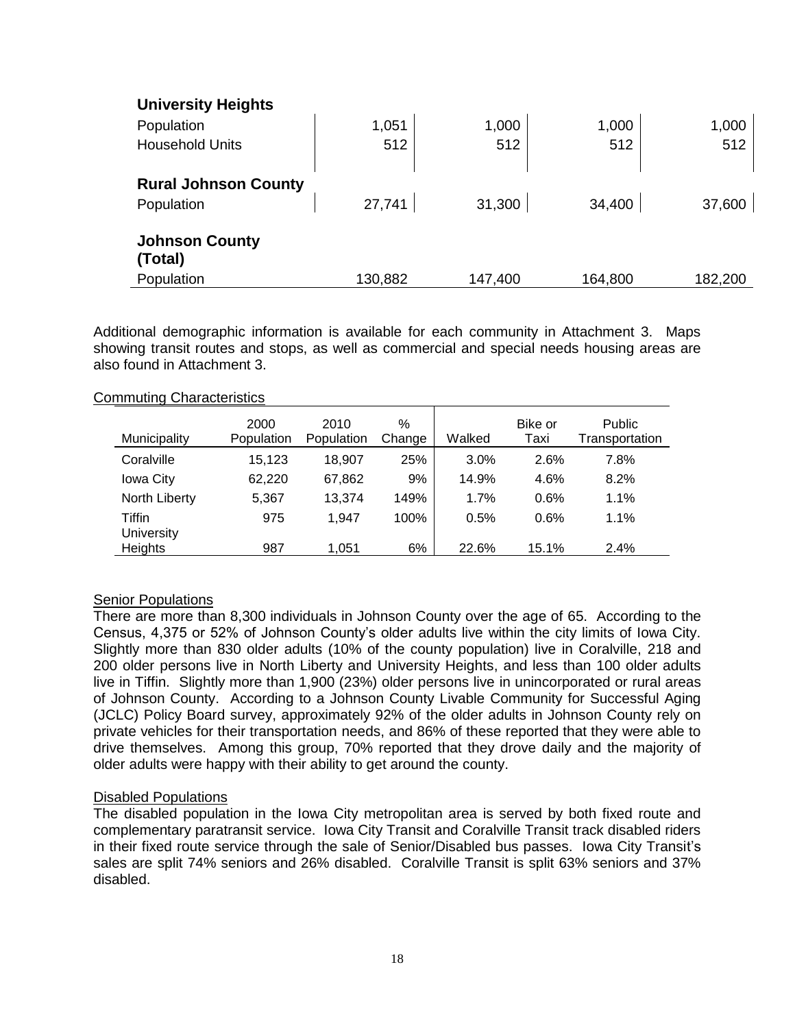| | | | | |
|---|---|---|---|---|
| **University Heights** | | | | |
| Population | 1,051 | 1,000 | 1,000 | 1,000 |
| Household Units | 512 | 512 | 512 | 512 |
| **Rural Johnson County** | | | | |
| Population | 27,741 | 31,300 | 34,400 | 37,600 |
| **Johnson County (Total)** | | | | |
| Population | 130,882 | 147,400 | 164,800 | 182,200 |

Additional demographic information is available for each community in Attachment 3. Maps showing transit routes and stops, as well as commercial and special needs housing areas are also found in Attachment 3.

Commuting Characteristics

| Municipality | 2000 Population | 2010 Population | % Change | Walked | Bike or Taxi | Public Transportation |
|---|---|---|---|---|---|---|
| Coralville | 15,123 | 18,907 | 25% | 3.0% | 2.6% | 7.8% |
| Iowa City | 62,220 | 67,862 | 9% | 14.9% | 4.6% | 8.2% |
| North Liberty | 5,367 | 13,374 | 149% | 1.7% | 0.6% | 1.1% |
| Tiffin | 975 | 1,947 | 100% | 0.5% | 0.6% | 1.1% |
| University Heights | 987 | 1,051 | 6% | 22.6% | 15.1% | 2.4% |

Senior Populations

There are more than 8,300 individuals in Johnson County over the age of 65. According to the Census, 4,375 or 52% of Johnson County's older adults live within the city limits of Iowa City. Slightly more than 830 older adults (10% of the county population) live in Coralville, 218 and 200 older persons live in North Liberty and University Heights, and less than 100 older adults live in Tiffin. Slightly more than 1,900 (23%) older persons live in unincorporated or rural areas of Johnson County. According to a Johnson County Livable Community for Successful Aging (JCLC) Policy Board survey, approximately 92% of the older adults in Johnson County rely on private vehicles for their transportation needs, and 86% of these reported that they were able to drive themselves. Among this group, 70% reported that they drove daily and the majority of older adults were happy with their ability to get around the county.

Disabled Populations

The disabled population in the Iowa City metropolitan area is served by both fixed route and complementary paratransit service. Iowa City Transit and Coralville Transit track disabled riders in their fixed route service through the sale of Senior/Disabled bus passes. Iowa City Transit's sales are split 74% seniors and 26% disabled. Coralville Transit is split 63% seniors and 37% disabled.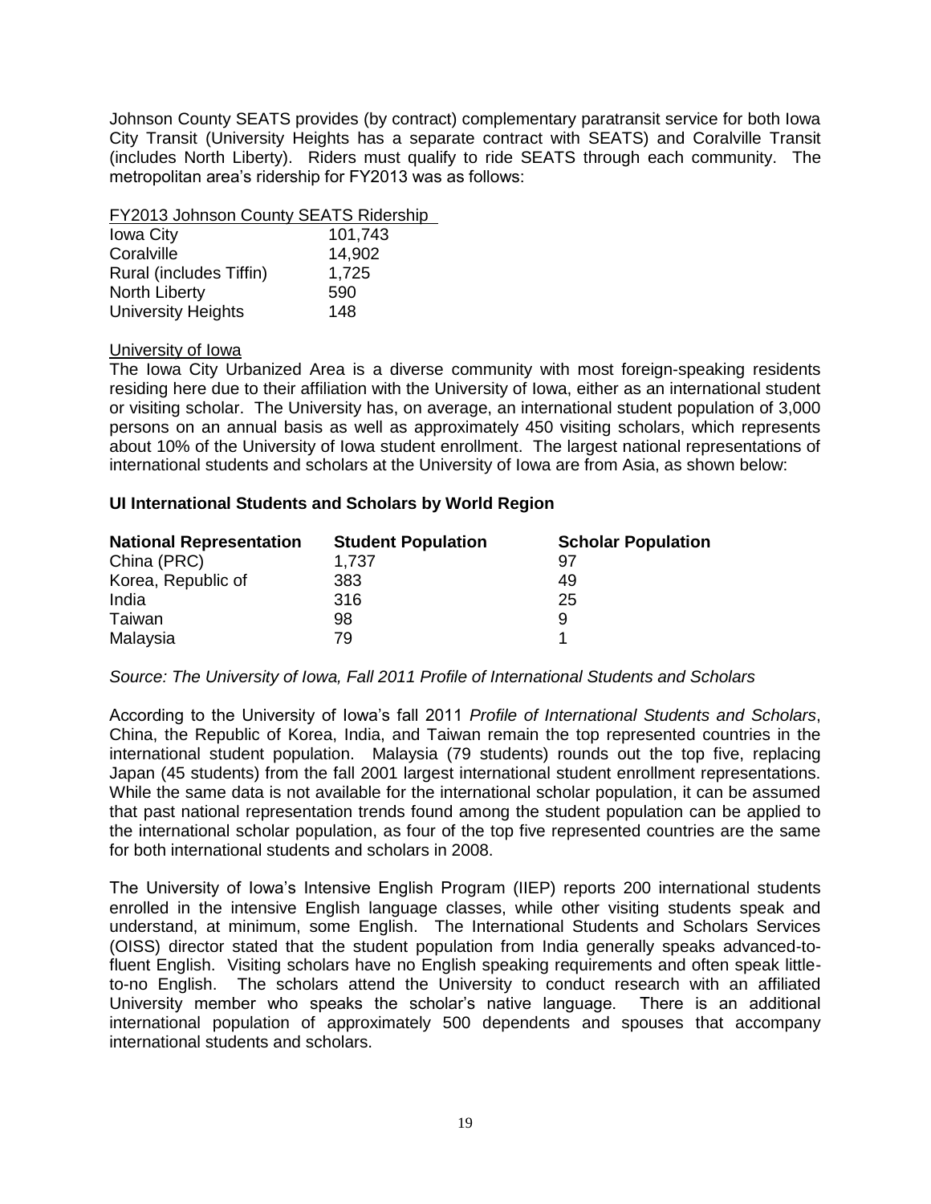Johnson County SEATS provides (by contract) complementary paratransit service for both Iowa City Transit (University Heights has a separate contract with SEATS) and Coralville Transit (includes North Liberty). Riders must qualify to ride SEATS through each community. The metropolitan area's ridership for FY2013 was as follows:

FY2013 Johnson County SEATS Ridership

| | |
|---|---|
| Iowa City | 101,743 |
| Coralville | 14,902 |
| Rural (includes Tiffin) | 1,725 |
| North Liberty | 590 |
| University Heights | 148 |

University of Iowa

The Iowa City Urbanized Area is a diverse community with most foreign-speaking residents residing here due to their affiliation with the University of Iowa, either as an international student or visiting scholar. The University has, on average, an international student population of 3,000 persons on an annual basis as well as approximately 450 visiting scholars, which represents about 10% of the University of Iowa student enrollment. The largest national representations of international students and scholars at the University of Iowa are from Asia, as shown below:

**UI International Students and Scholars by World Region**

| National Representation | Student Population | Scholar Population |
|---|---|---|
| China (PRC) | 1,737 | 97 |
| Korea, Republic of | 383 | 49 |
| India | 316 | 25 |
| Taiwan | 98 | 9 |
| Malaysia | 79 | 1 |

*Source: The University of Iowa, Fall 2011 Profile of International Students and Scholars*

According to the University of Iowa's fall 2011 *Profile of International Students and Scholars*, China, the Republic of Korea, India, and Taiwan remain the top represented countries in the international student population. Malaysia (79 students) rounds out the top five, replacing Japan (45 students) from the fall 2001 largest international student enrollment representations. While the same data is not available for the international scholar population, it can be assumed that past national representation trends found among the student population can be applied to the international scholar population, as four of the top five represented countries are the same for both international students and scholars in 2008.

The University of Iowa's Intensive English Program (IIEP) reports 200 international students enrolled in the intensive English language classes, while other visiting students speak and understand, at minimum, some English. The International Students and Scholars Services (OISS) director stated that the student population from India generally speaks advanced-to-fluent English. Visiting scholars have no English speaking requirements and often speak little-to-no English. The scholars attend the University to conduct research with an affiliated University member who speaks the scholar's native language. There is an additional international population of approximately 500 dependents and spouses that accompany international students and scholars.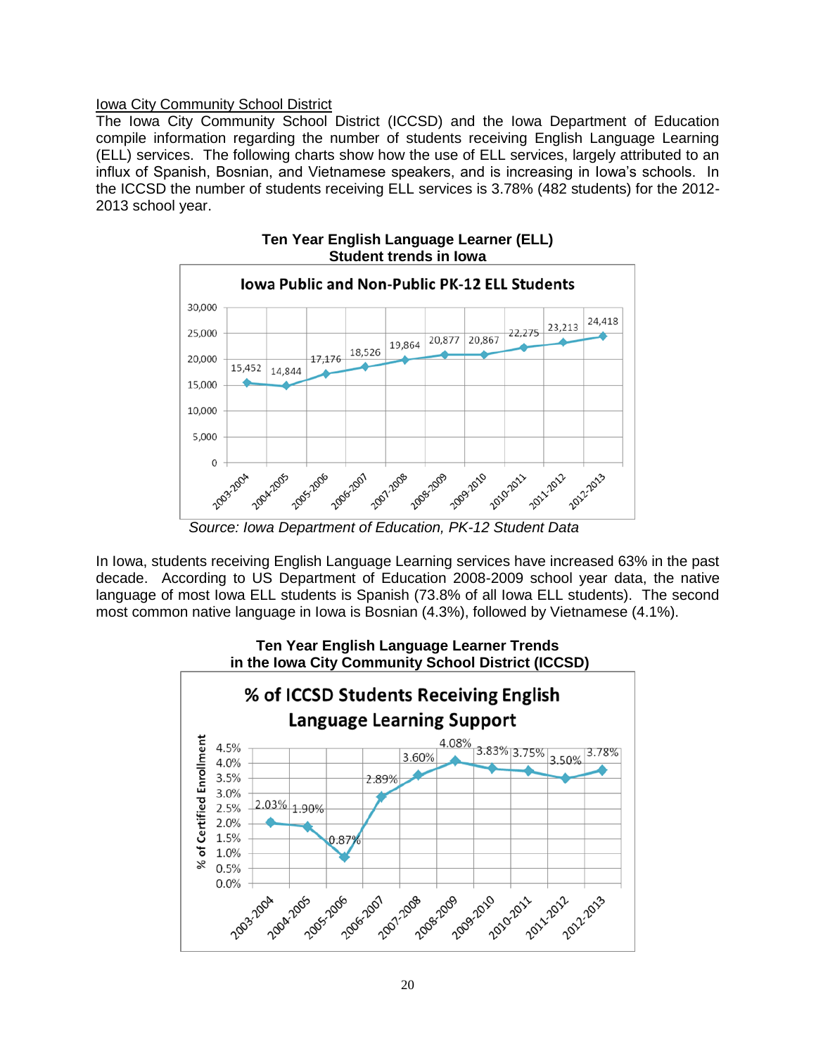Iowa City Community School District

The Iowa City Community School District (ICCSD) and the Iowa Department of Education compile information regarding the number of students receiving English Language Learning (ELL) services. The following charts show how the use of ELL services, largely attributed to an influx of Spanish, Bosnian, and Vietnamese speakers, and is increasing in Iowa's schools. In the ICCSD the number of students receiving ELL services is 3.78% (482 students) for the 2012-2013 school year.

**Ten Year English Language Learner (ELL) Student trends in Iowa**

**Iowa Public and Non-Public PK-12 ELL Students**

| School Year | ELL Students |
|---|---|
| 2003-2004 | 15,452 |
| 2004-2005 | 14,844 |
| 2005-2006 | 17,176 |
| 2006-2007 | 18,526 |
| 2007-2008 | 19,864 |
| 2008-2009 | 20,877 |
| 2009-2010 | 20,867 |
| 2010-2011 | 22,275 |
| 2011-2012 | 23,213 |
| 2012-2013 | 24,418 |

*Source: Iowa Department of Education, PK-12 Student Data*

In Iowa, students receiving English Language Learning services have increased 63% in the past decade. According to US Department of Education 2008-2009 school year data, the native language of most Iowa ELL students is Spanish (73.8% of all Iowa ELL students). The second most common native language in Iowa is Bosnian (4.3%), followed by Vietnamese (4.1%).

**Ten Year English Language Learner Trends in the Iowa City Community School District (ICCSD)**

**% of ICCSD Students Receiving English Language Learning Support**

| School Year | % of Certified Enrollment |
|---|---|
| 2003-2004 | 2.03% |
| 2004-2005 | 1.90% |
| 2005-2006 | 0.87% |
| 2006-2007 | 2.89% |
| 2007-2008 | 3.60% |
| 2008-2009 | 4.08% |
| 2009-2010 | 3.83% |
| 2010-2011 | 3.75% |
| 2011-2012 | 3.50% |
| 2012-2013 | 3.78% |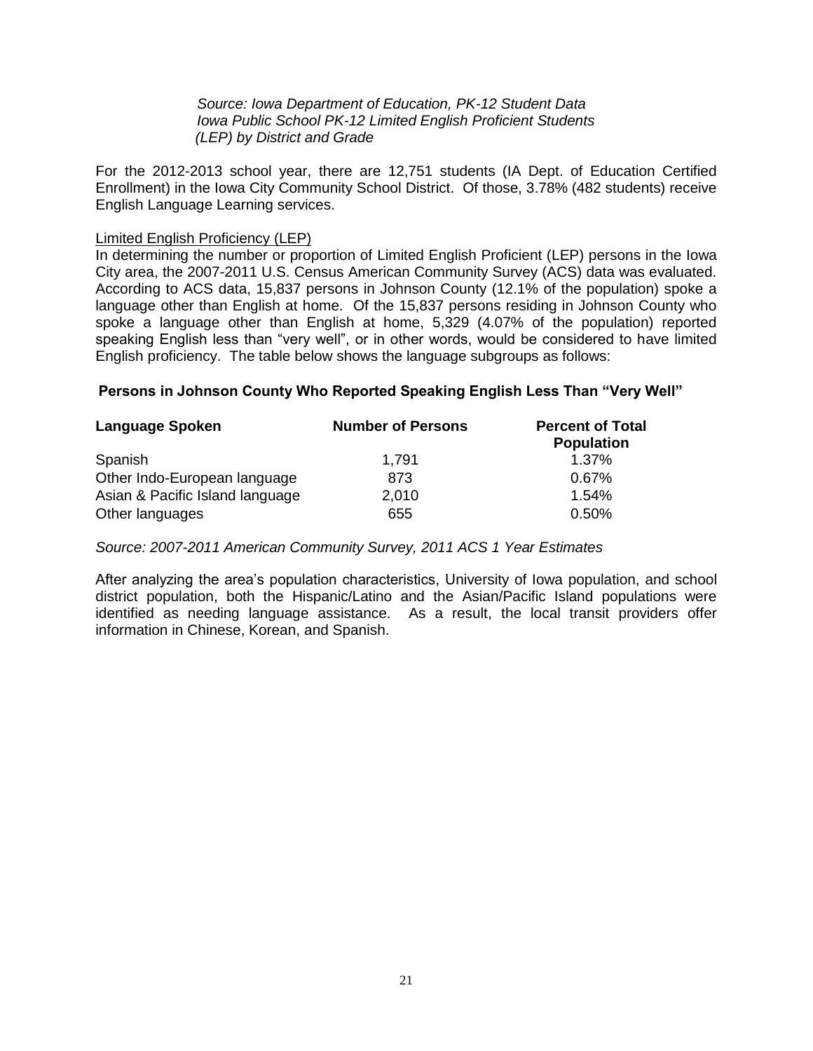*Source: Iowa Department of Education, PK-12 Student Data*
*Iowa Public School PK-12 Limited English Proficient Students (LEP) by District and Grade*

For the 2012-2013 school year, there are 12,751 students (IA Dept. of Education Certified Enrollment) in the Iowa City Community School District. Of those, 3.78% (482 students) receive English Language Learning services.

Limited English Proficiency (LEP)

In determining the number or proportion of Limited English Proficient (LEP) persons in the Iowa City area, the 2007-2011 U.S. Census American Community Survey (ACS) data was evaluated. According to ACS data, 15,837 persons in Johnson County (12.1% of the population) spoke a language other than English at home. Of the 15,837 persons residing in Johnson County who spoke a language other than English at home, 5,329 (4.07% of the population) reported speaking English less than "very well", or in other words, would be considered to have limited English proficiency. The table below shows the language subgroups as follows:

**Persons in Johnson County Who Reported Speaking English Less Than "Very Well"**

| Language Spoken | Number of Persons | Percent of Total Population |
|---|---|---|
| Spanish | 1,791 | 1.37% |
| Other Indo-European language | 873 | 0.67% |
| Asian & Pacific Island language | 2,010 | 1.54% |
| Other languages | 655 | 0.50% |

*Source: 2007-2011 American Community Survey, 2011 ACS 1 Year Estimates*

After analyzing the area's population characteristics, University of Iowa population, and school district population, both the Hispanic/Latino and the Asian/Pacific Island populations were identified as needing language assistance. As a result, the local transit providers offer information in Chinese, Korean, and Spanish.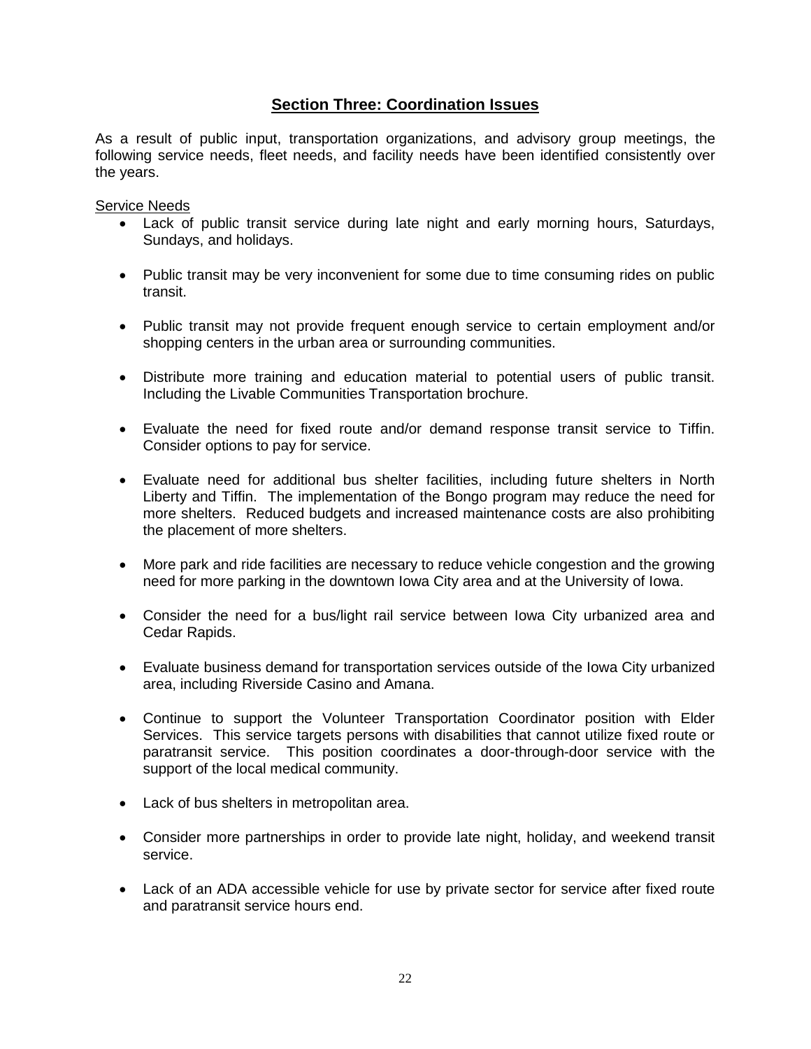## Section Three: Coordination Issues

As a result of public input, transportation organizations, and advisory group meetings, the following service needs, fleet needs, and facility needs have been identified consistently over the years.

Service Needs

- Lack of public transit service during late night and early morning hours, Saturdays, Sundays, and holidays.
- Public transit may be very inconvenient for some due to time consuming rides on public transit.
- Public transit may not provide frequent enough service to certain employment and/or shopping centers in the urban area or surrounding communities.
- Distribute more training and education material to potential users of public transit. Including the Livable Communities Transportation brochure.
- Evaluate the need for fixed route and/or demand response transit service to Tiffin. Consider options to pay for service.
- Evaluate need for additional bus shelter facilities, including future shelters in North Liberty and Tiffin. The implementation of the Bongo program may reduce the need for more shelters. Reduced budgets and increased maintenance costs are also prohibiting the placement of more shelters.
- More park and ride facilities are necessary to reduce vehicle congestion and the growing need for more parking in the downtown Iowa City area and at the University of Iowa.
- Consider the need for a bus/light rail service between Iowa City urbanized area and Cedar Rapids.
- Evaluate business demand for transportation services outside of the Iowa City urbanized area, including Riverside Casino and Amana.
- Continue to support the Volunteer Transportation Coordinator position with Elder Services. This service targets persons with disabilities that cannot utilize fixed route or paratransit service. This position coordinates a door-through-door service with the support of the local medical community.
- Lack of bus shelters in metropolitan area.
- Consider more partnerships in order to provide late night, holiday, and weekend transit service.
- Lack of an ADA accessible vehicle for use by private sector for service after fixed route and paratransit service hours end.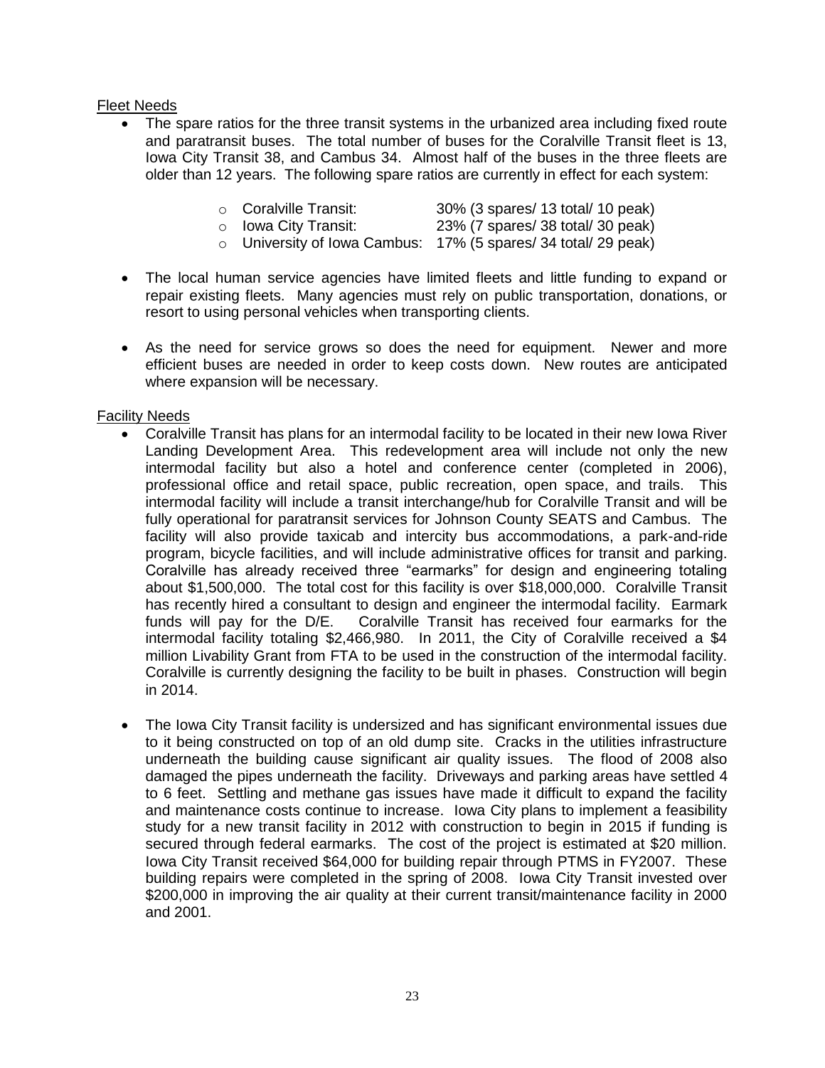Fleet Needs

- The spare ratios for the three transit systems in the urbanized area including fixed route and paratransit buses. The total number of buses for the Coralville Transit fleet is 13, Iowa City Transit 38, and Cambus 34. Almost half of the buses in the three fleets are older than 12 years. The following spare ratios are currently in effect for each system:
  - Coralville Transit: 30% (3 spares/ 13 total/ 10 peak)
  - Iowa City Transit: 23% (7 spares/ 38 total/ 30 peak)
  - University of Iowa Cambus: 17% (5 spares/ 34 total/ 29 peak)

- The local human service agencies have limited fleets and little funding to expand or repair existing fleets. Many agencies must rely on public transportation, donations, or resort to using personal vehicles when transporting clients.

- As the need for service grows so does the need for equipment. Newer and more efficient buses are needed in order to keep costs down. New routes are anticipated where expansion will be necessary.

Facility Needs

- Coralville Transit has plans for an intermodal facility to be located in their new Iowa River Landing Development Area. This redevelopment area will include not only the new intermodal facility but also a hotel and conference center (completed in 2006), professional office and retail space, public recreation, open space, and trails. This intermodal facility will include a transit interchange/hub for Coralville Transit and will be fully operational for paratransit services for Johnson County SEATS and Cambus. The facility will also provide taxicab and intercity bus accommodations, a park-and-ride program, bicycle facilities, and will include administrative offices for transit and parking. Coralville has already received three "earmarks" for design and engineering totaling about $1,500,000. The total cost for this facility is over $18,000,000. Coralville Transit has recently hired a consultant to design and engineer the intermodal facility. Earmark funds will pay for the D/E. Coralville Transit has received four earmarks for the intermodal facility totaling $2,466,980. In 2011, the City of Coralville received a $4 million Livability Grant from FTA to be used in the construction of the intermodal facility. Coralville is currently designing the facility to be built in phases. Construction will begin in 2014.

- The Iowa City Transit facility is undersized and has significant environmental issues due to it being constructed on top of an old dump site. Cracks in the utilities infrastructure underneath the building cause significant air quality issues. The flood of 2008 also damaged the pipes underneath the facility. Driveways and parking areas have settled 4 to 6 feet. Settling and methane gas issues have made it difficult to expand the facility and maintenance costs continue to increase. Iowa City plans to implement a feasibility study for a new transit facility in 2012 with construction to begin in 2015 if funding is secured through federal earmarks. The cost of the project is estimated at $20 million. Iowa City Transit received $64,000 for building repair through PTMS in FY2007. These building repairs were completed in the spring of 2008. Iowa City Transit invested over $200,000 in improving the air quality at their current transit/maintenance facility in 2000 and 2001.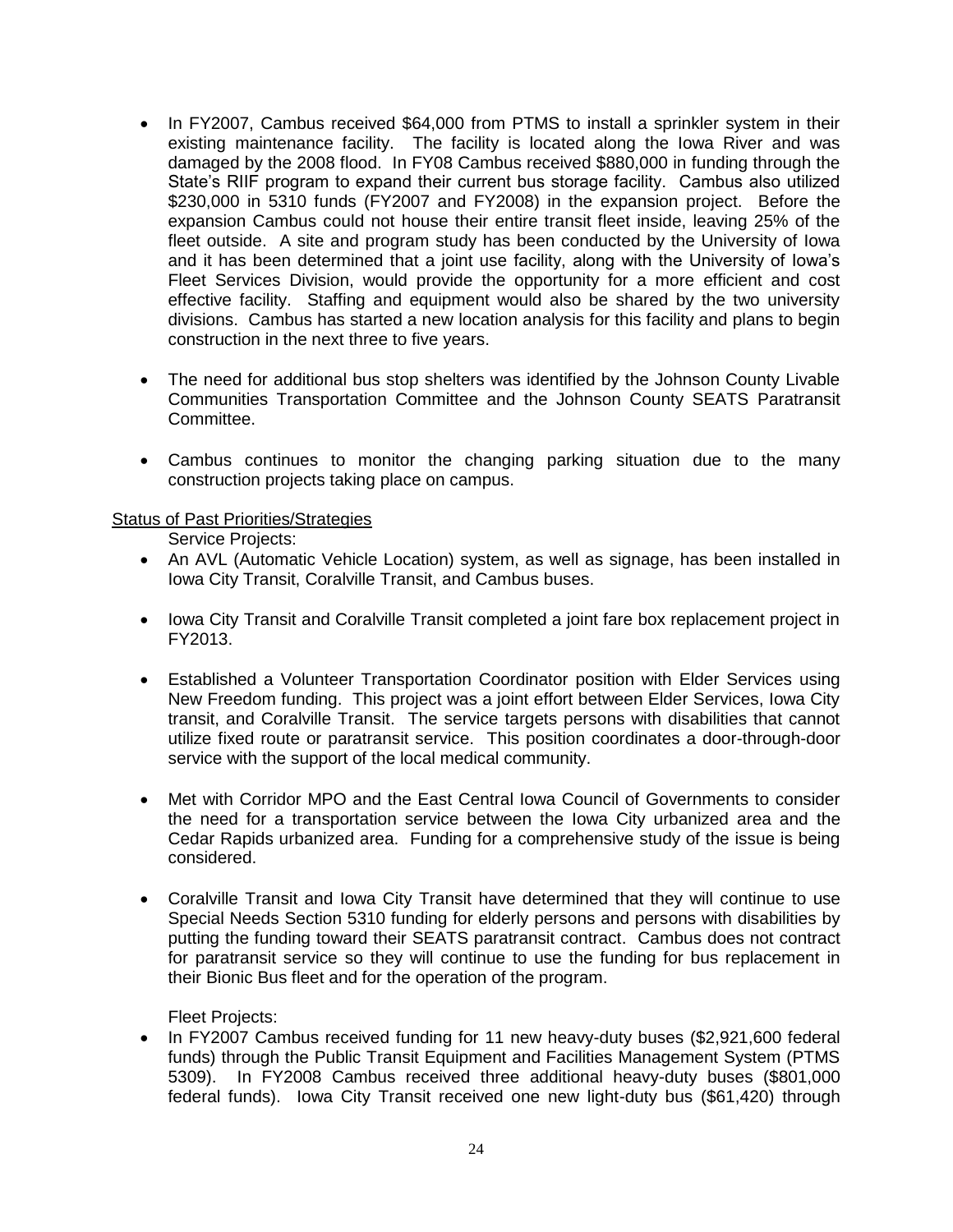- In FY2007, Cambus received $64,000 from PTMS to install a sprinkler system in their existing maintenance facility. The facility is located along the Iowa River and was damaged by the 2008 flood. In FY08 Cambus received $880,000 in funding through the State's RIIF program to expand their current bus storage facility. Cambus also utilized $230,000 in 5310 funds (FY2007 and FY2008) in the expansion project. Before the expansion Cambus could not house their entire transit fleet inside, leaving 25% of the fleet outside. A site and program study has been conducted by the University of Iowa and it has been determined that a joint use facility, along with the University of Iowa's Fleet Services Division, would provide the opportunity for a more efficient and cost effective facility. Staffing and equipment would also be shared by the two university divisions. Cambus has started a new location analysis for this facility and plans to begin construction in the next three to five years.

- The need for additional bus stop shelters was identified by the Johnson County Livable Communities Transportation Committee and the Johnson County SEATS Paratransit Committee.

- Cambus continues to monitor the changing parking situation due to the many construction projects taking place on campus.

<u>Status of Past Priorities/Strategies</u>

Service Projects:

- An AVL (Automatic Vehicle Location) system, as well as signage, has been installed in Iowa City Transit, Coralville Transit, and Cambus buses.

- Iowa City Transit and Coralville Transit completed a joint fare box replacement project in FY2013.

- Established a Volunteer Transportation Coordinator position with Elder Services using New Freedom funding. This project was a joint effort between Elder Services, Iowa City transit, and Coralville Transit. The service targets persons with disabilities that cannot utilize fixed route or paratransit service. This position coordinates a door-through-door service with the support of the local medical community.

- Met with Corridor MPO and the East Central Iowa Council of Governments to consider the need for a transportation service between the Iowa City urbanized area and the Cedar Rapids urbanized area. Funding for a comprehensive study of the issue is being considered.

- Coralville Transit and Iowa City Transit have determined that they will continue to use Special Needs Section 5310 funding for elderly persons and persons with disabilities by putting the funding toward their SEATS paratransit contract. Cambus does not contract for paratransit service so they will continue to use the funding for bus replacement in their Bionic Bus fleet and for the operation of the program.

Fleet Projects:

- In FY2007 Cambus received funding for 11 new heavy-duty buses ($2,921,600 federal funds) through the Public Transit Equipment and Facilities Management System (PTMS 5309). In FY2008 Cambus received three additional heavy-duty buses ($801,000 federal funds). Iowa City Transit received one new light-duty bus ($61,420) through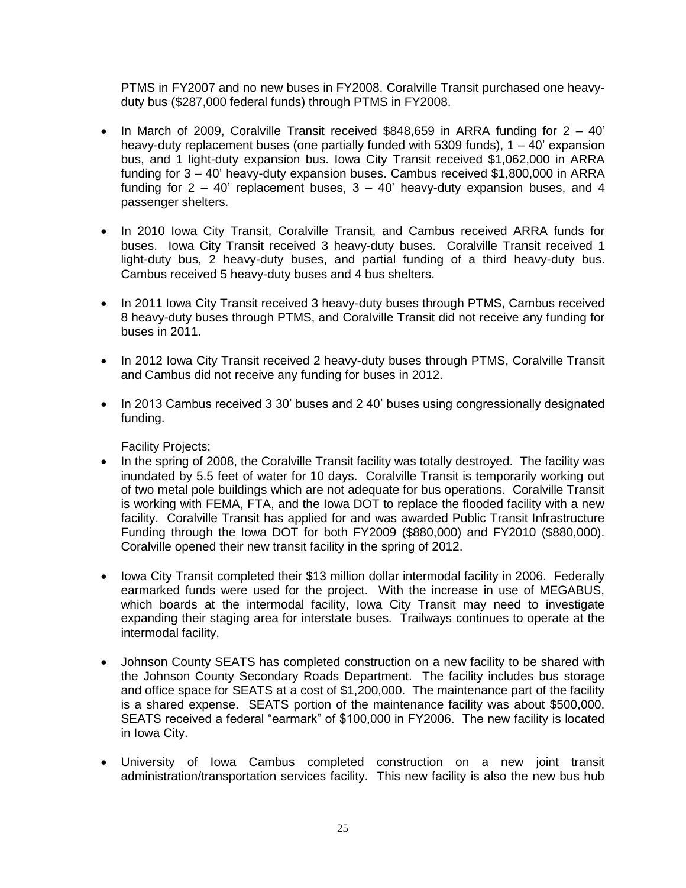PTMS in FY2007 and no new buses in FY2008. Coralville Transit purchased one heavy-duty bus ($287,000 federal funds) through PTMS in FY2008.

- In March of 2009, Coralville Transit received $848,659 in ARRA funding for 2 – 40' heavy-duty replacement buses (one partially funded with 5309 funds), 1 – 40' expansion bus, and 1 light-duty expansion bus. Iowa City Transit received $1,062,000 in ARRA funding for 3 – 40' heavy-duty expansion buses. Cambus received $1,800,000 in ARRA funding for 2 – 40' replacement buses, 3 – 40' heavy-duty expansion buses, and 4 passenger shelters.

- In 2010 Iowa City Transit, Coralville Transit, and Cambus received ARRA funds for buses. Iowa City Transit received 3 heavy-duty buses. Coralville Transit received 1 light-duty bus, 2 heavy-duty buses, and partial funding of a third heavy-duty bus. Cambus received 5 heavy-duty buses and 4 bus shelters.

- In 2011 Iowa City Transit received 3 heavy-duty buses through PTMS, Cambus received 8 heavy-duty buses through PTMS, and Coralville Transit did not receive any funding for buses in 2011.

- In 2012 Iowa City Transit received 2 heavy-duty buses through PTMS, Coralville Transit and Cambus did not receive any funding for buses in 2012.

- In 2013 Cambus received 3 30' buses and 2 40' buses using congressionally designated funding.

Facility Projects:

- In the spring of 2008, the Coralville Transit facility was totally destroyed. The facility was inundated by 5.5 feet of water for 10 days. Coralville Transit is temporarily working out of two metal pole buildings which are not adequate for bus operations. Coralville Transit is working with FEMA, FTA, and the Iowa DOT to replace the flooded facility with a new facility. Coralville Transit has applied for and was awarded Public Transit Infrastructure Funding through the Iowa DOT for both FY2009 ($880,000) and FY2010 ($880,000). Coralville opened their new transit facility in the spring of 2012.

- Iowa City Transit completed their $13 million dollar intermodal facility in 2006. Federally earmarked funds were used for the project. With the increase in use of MEGABUS, which boards at the intermodal facility, Iowa City Transit may need to investigate expanding their staging area for interstate buses. Trailways continues to operate at the intermodal facility.

- Johnson County SEATS has completed construction on a new facility to be shared with the Johnson County Secondary Roads Department. The facility includes bus storage and office space for SEATS at a cost of $1,200,000. The maintenance part of the facility is a shared expense. SEATS portion of the maintenance facility was about $500,000. SEATS received a federal "earmark" of $100,000 in FY2006. The new facility is located in Iowa City.

- University of Iowa Cambus completed construction on a new joint transit administration/transportation services facility. This new facility is also the new bus hub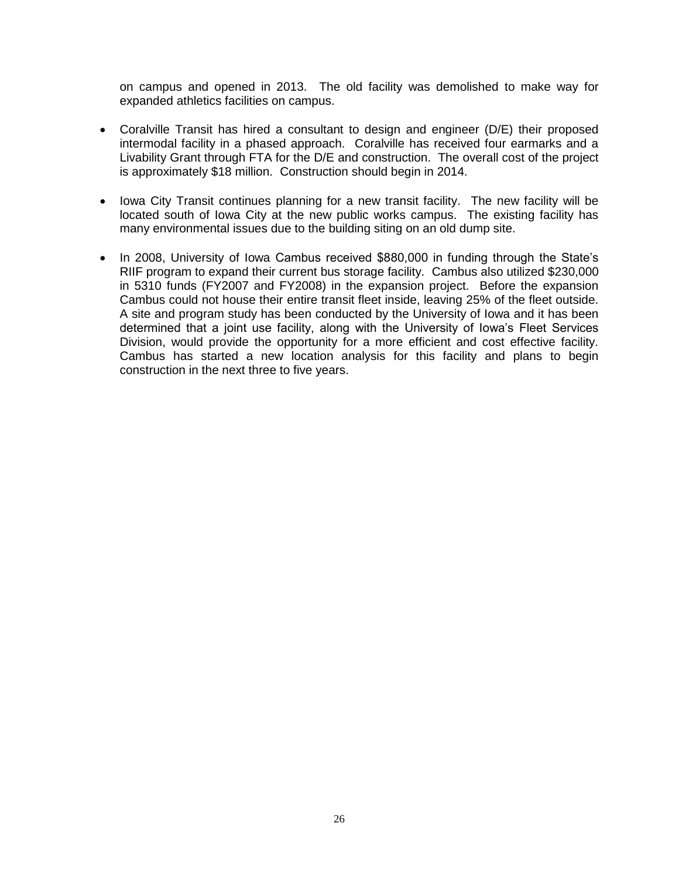on campus and opened in 2013. The old facility was demolished to make way for expanded athletics facilities on campus.

- Coralville Transit has hired a consultant to design and engineer (D/E) their proposed intermodal facility in a phased approach. Coralville has received four earmarks and a Livability Grant through FTA for the D/E and construction. The overall cost of the project is approximately $18 million. Construction should begin in 2014.

- Iowa City Transit continues planning for a new transit facility. The new facility will be located south of Iowa City at the new public works campus. The existing facility has many environmental issues due to the building siting on an old dump site.

- In 2008, University of Iowa Cambus received $880,000 in funding through the State's RIIF program to expand their current bus storage facility. Cambus also utilized $230,000 in 5310 funds (FY2007 and FY2008) in the expansion project. Before the expansion Cambus could not house their entire transit fleet inside, leaving 25% of the fleet outside. A site and program study has been conducted by the University of Iowa and it has been determined that a joint use facility, along with the University of Iowa's Fleet Services Division, would provide the opportunity for a more efficient and cost effective facility. Cambus has started a new location analysis for this facility and plans to begin construction in the next three to five years.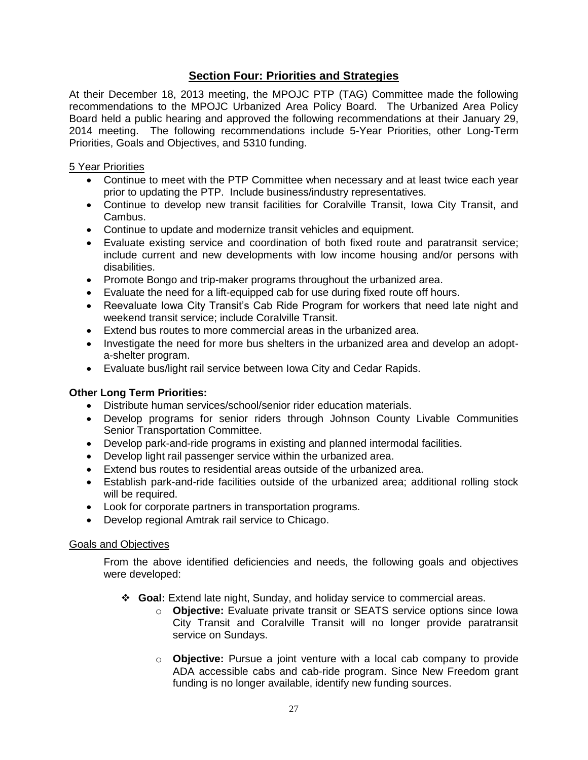## Section Four: Priorities and Strategies

At their December 18, 2013 meeting, the MPOJC PTP (TAG) Committee made the following recommendations to the MPOJC Urbanized Area Policy Board. The Urbanized Area Policy Board held a public hearing and approved the following recommendations at their January 29, 2014 meeting. The following recommendations include 5-Year Priorities, other Long-Term Priorities, Goals and Objectives, and 5310 funding.

5 Year Priorities

- Continue to meet with the PTP Committee when necessary and at least twice each year prior to updating the PTP. Include business/industry representatives.
- Continue to develop new transit facilities for Coralville Transit, Iowa City Transit, and Cambus.
- Continue to update and modernize transit vehicles and equipment.
- Evaluate existing service and coordination of both fixed route and paratransit service; include current and new developments with low income housing and/or persons with disabilities.
- Promote Bongo and trip-maker programs throughout the urbanized area.
- Evaluate the need for a lift-equipped cab for use during fixed route off hours.
- Reevaluate Iowa City Transit's Cab Ride Program for workers that need late night and weekend transit service; include Coralville Transit.
- Extend bus routes to more commercial areas in the urbanized area.
- Investigate the need for more bus shelters in the urbanized area and develop an adopt-a-shelter program.
- Evaluate bus/light rail service between Iowa City and Cedar Rapids.

**Other Long Term Priorities:**

- Distribute human services/school/senior rider education materials.
- Develop programs for senior riders through Johnson County Livable Communities Senior Transportation Committee.
- Develop park-and-ride programs in existing and planned intermodal facilities.
- Develop light rail passenger service within the urbanized area.
- Extend bus routes to residential areas outside of the urbanized area.
- Establish park-and-ride facilities outside of the urbanized area; additional rolling stock will be required.
- Look for corporate partners in transportation programs.
- Develop regional Amtrak rail service to Chicago.

Goals and Objectives

From the above identified deficiencies and needs, the following goals and objectives were developed:

- **Goal:** Extend late night, Sunday, and holiday service to commercial areas.
  - **Objective:** Evaluate private transit or SEATS service options since Iowa City Transit and Coralville Transit will no longer provide paratransit service on Sundays.
  - **Objective:** Pursue a joint venture with a local cab company to provide ADA accessible cabs and cab-ride program. Since New Freedom grant funding is no longer available, identify new funding sources.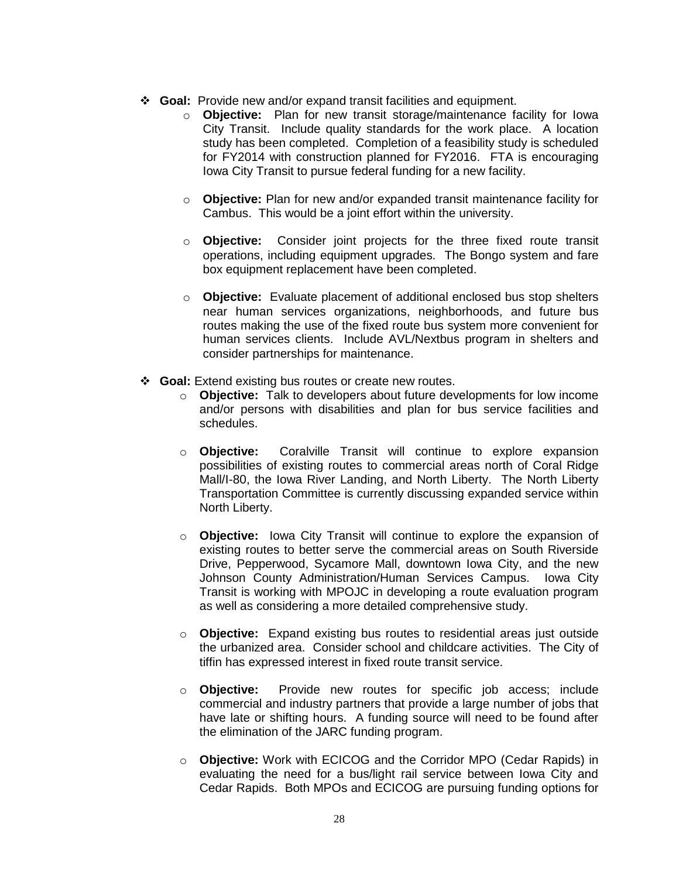- **Goal:** Provide new and/or expand transit facilities and equipment.
  - **Objective:** Plan for new transit storage/maintenance facility for Iowa City Transit. Include quality standards for the work place. A location study has been completed. Completion of a feasibility study is scheduled for FY2014 with construction planned for FY2016. FTA is encouraging Iowa City Transit to pursue federal funding for a new facility.

  - **Objective:** Plan for new and/or expanded transit maintenance facility for Cambus. This would be a joint effort within the university.

  - **Objective:** Consider joint projects for the three fixed route transit operations, including equipment upgrades. The Bongo system and fare box equipment replacement have been completed.

  - **Objective:** Evaluate placement of additional enclosed bus stop shelters near human services organizations, neighborhoods, and future bus routes making the use of the fixed route bus system more convenient for human services clients. Include AVL/Nextbus program in shelters and consider partnerships for maintenance.

- **Goal:** Extend existing bus routes or create new routes.
  - **Objective:** Talk to developers about future developments for low income and/or persons with disabilities and plan for bus service facilities and schedules.

  - **Objective:** Coralville Transit will continue to explore expansion possibilities of existing routes to commercial areas north of Coral Ridge Mall/I-80, the Iowa River Landing, and North Liberty. The North Liberty Transportation Committee is currently discussing expanded service within North Liberty.

  - **Objective:** Iowa City Transit will continue to explore the expansion of existing routes to better serve the commercial areas on South Riverside Drive, Pepperwood, Sycamore Mall, downtown Iowa City, and the new Johnson County Administration/Human Services Campus. Iowa City Transit is working with MPOJC in developing a route evaluation program as well as considering a more detailed comprehensive study.

  - **Objective:** Expand existing bus routes to residential areas just outside the urbanized area. Consider school and childcare activities. The City of tiffin has expressed interest in fixed route transit service.

  - **Objective:** Provide new routes for specific job access; include commercial and industry partners that provide a large number of jobs that have late or shifting hours. A funding source will need to be found after the elimination of the JARC funding program.

  - **Objective:** Work with ECICOG and the Corridor MPO (Cedar Rapids) in evaluating the need for a bus/light rail service between Iowa City and Cedar Rapids. Both MPOs and ECICOG are pursuing funding options for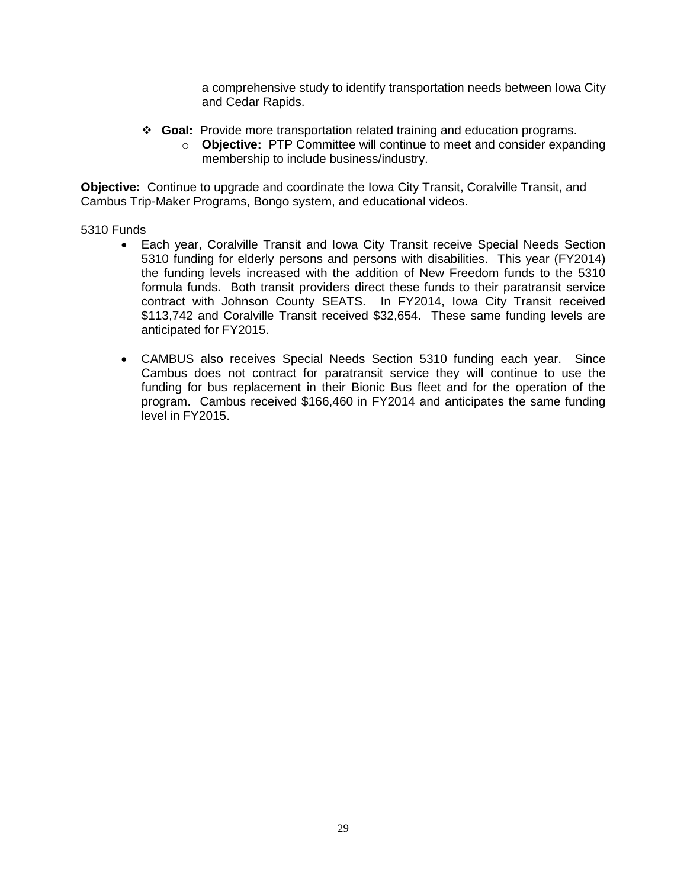a comprehensive study to identify transportation needs between Iowa City and Cedar Rapids.

- **Goal:** Provide more transportation related training and education programs.
  - **Objective:** PTP Committee will continue to meet and consider expanding membership to include business/industry.

**Objective:** Continue to upgrade and coordinate the Iowa City Transit, Coralville Transit, and Cambus Trip-Maker Programs, Bongo system, and educational videos.

<u>5310 Funds</u>

- Each year, Coralville Transit and Iowa City Transit receive Special Needs Section 5310 funding for elderly persons and persons with disabilities. This year (FY2014) the funding levels increased with the addition of New Freedom funds to the 5310 formula funds. Both transit providers direct these funds to their paratransit service contract with Johnson County SEATS. In FY2014, Iowa City Transit received $113,742 and Coralville Transit received $32,654. These same funding levels are anticipated for FY2015.

- CAMBUS also receives Special Needs Section 5310 funding each year. Since Cambus does not contract for paratransit service they will continue to use the funding for bus replacement in their Bionic Bus fleet and for the operation of the program. Cambus received $166,460 in FY2014 and anticipates the same funding level in FY2015.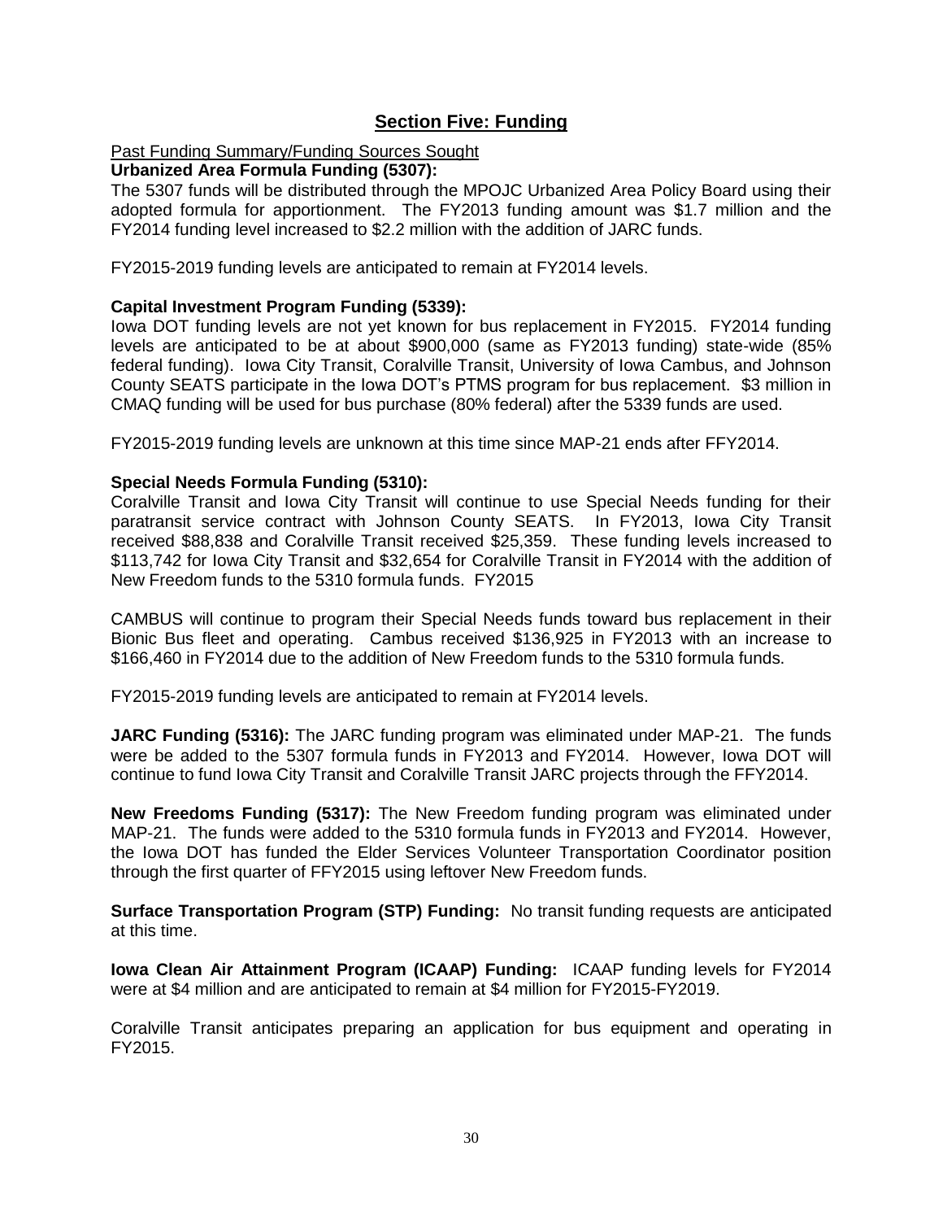## Section Five: Funding

Past Funding Summary/Funding Sources Sought

**Urbanized Area Formula Funding (5307):**

The 5307 funds will be distributed through the MPOJC Urbanized Area Policy Board using their adopted formula for apportionment. The FY2013 funding amount was $1.7 million and the FY2014 funding level increased to $2.2 million with the addition of JARC funds.

FY2015-2019 funding levels are anticipated to remain at FY2014 levels.

**Capital Investment Program Funding (5339):**

Iowa DOT funding levels are not yet known for bus replacement in FY2015. FY2014 funding levels are anticipated to be at about $900,000 (same as FY2013 funding) state-wide (85% federal funding). Iowa City Transit, Coralville Transit, University of Iowa Cambus, and Johnson County SEATS participate in the Iowa DOT's PTMS program for bus replacement. $3 million in CMAQ funding will be used for bus purchase (80% federal) after the 5339 funds are used.

FY2015-2019 funding levels are unknown at this time since MAP-21 ends after FFY2014.

**Special Needs Formula Funding (5310):**

Coralville Transit and Iowa City Transit will continue to use Special Needs funding for their paratransit service contract with Johnson County SEATS. In FY2013, Iowa City Transit received $88,838 and Coralville Transit received $25,359. These funding levels increased to $113,742 for Iowa City Transit and $32,654 for Coralville Transit in FY2014 with the addition of New Freedom funds to the 5310 formula funds. FY2015

CAMBUS will continue to program their Special Needs funds toward bus replacement in their Bionic Bus fleet and operating. Cambus received $136,925 in FY2013 with an increase to $166,460 in FY2014 due to the addition of New Freedom funds to the 5310 formula funds.

FY2015-2019 funding levels are anticipated to remain at FY2014 levels.

**JARC Funding (5316):** The JARC funding program was eliminated under MAP-21. The funds were be added to the 5307 formula funds in FY2013 and FY2014. However, Iowa DOT will continue to fund Iowa City Transit and Coralville Transit JARC projects through the FFY2014.

**New Freedoms Funding (5317):** The New Freedom funding program was eliminated under MAP-21. The funds were added to the 5310 formula funds in FY2013 and FY2014. However, the Iowa DOT has funded the Elder Services Volunteer Transportation Coordinator position through the first quarter of FFY2015 using leftover New Freedom funds.

**Surface Transportation Program (STP) Funding:** No transit funding requests are anticipated at this time.

**Iowa Clean Air Attainment Program (ICAAP) Funding:** ICAAP funding levels for FY2014 were at $4 million and are anticipated to remain at $4 million for FY2015-FY2019.

Coralville Transit anticipates preparing an application for bus equipment and operating in FY2015.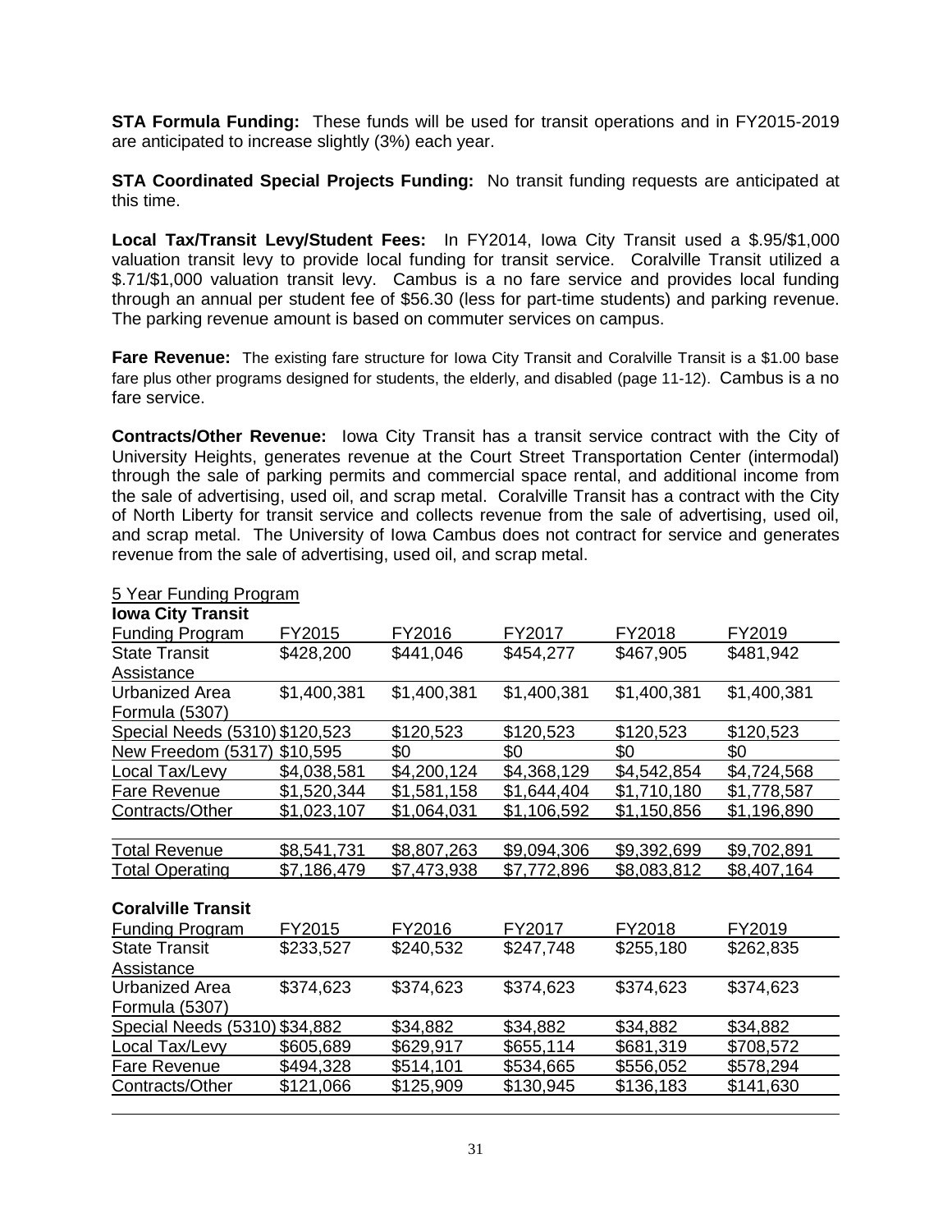**STA Formula Funding:** These funds will be used for transit operations and in FY2015-2019 are anticipated to increase slightly (3%) each year.

**STA Coordinated Special Projects Funding:** No transit funding requests are anticipated at this time.

**Local Tax/Transit Levy/Student Fees:** In FY2014, Iowa City Transit used a $.95/$1,000 valuation transit levy to provide local funding for transit service. Coralville Transit utilized a $.71/$1,000 valuation transit levy. Cambus is a no fare service and provides local funding through an annual per student fee of $56.30 (less for part-time students) and parking revenue. The parking revenue amount is based on commuter services on campus.

**Fare Revenue:** The existing fare structure for Iowa City Transit and Coralville Transit is a $1.00 base fare plus other programs designed for students, the elderly, and disabled (page 11-12). Cambus is a no fare service.

**Contracts/Other Revenue:** Iowa City Transit has a transit service contract with the City of University Heights, generates revenue at the Court Street Transportation Center (intermodal) through the sale of parking permits and commercial space rental, and additional income from the sale of advertising, used oil, and scrap metal. Coralville Transit has a contract with the City of North Liberty for transit service and collects revenue from the sale of advertising, used oil, and scrap metal. The University of Iowa Cambus does not contract for service and generates revenue from the sale of advertising, used oil, and scrap metal.

5 Year Funding Program

**Iowa City Transit**

| Funding Program | FY2015 | FY2016 | FY2017 | FY2018 | FY2019 |
|---|---|---|---|---|---|
| State Transit Assistance | $428,200 | $441,046 | $454,277 | $467,905 | $481,942 |
| Urbanized Area Formula (5307) | $1,400,381 | $1,400,381 | $1,400,381 | $1,400,381 | $1,400,381 |
| Special Needs (5310) | $120,523 | $120,523 | $120,523 | $120,523 | $120,523 |
| New Freedom (5317) | $10,595 | $0 | $0 | $0 | $0 |
| Local Tax/Levy | $4,038,581 | $4,200,124 | $4,368,129 | $4,542,854 | $4,724,568 |
| Fare Revenue | $1,520,344 | $1,581,158 | $1,644,404 | $1,710,180 | $1,778,587 |
| Contracts/Other | $1,023,107 | $1,064,031 | $1,106,592 | $1,150,856 | $1,196,890 |
| | | | | | |
| Total Revenue | $8,541,731 | $8,807,263 | $9,094,306 | $9,392,699 | $9,702,891 |
| Total Operating | $7,186,479 | $7,473,938 | $7,772,896 | $8,083,812 | $8,407,164 |

**Coralville Transit**

| Funding Program | FY2015 | FY2016 | FY2017 | FY2018 | FY2019 |
|---|---|---|---|---|---|
| State Transit Assistance | $233,527 | $240,532 | $247,748 | $255,180 | $262,835 |
| Urbanized Area Formula (5307) | $374,623 | $374,623 | $374,623 | $374,623 | $374,623 |
| Special Needs (5310) | $34,882 | $34,882 | $34,882 | $34,882 | $34,882 |
| Local Tax/Levy | $605,689 | $629,917 | $655,114 | $681,319 | $708,572 |
| Fare Revenue | $494,328 | $514,101 | $534,665 | $556,052 | $578,294 |
| Contracts/Other | $121,066 | $125,909 | $130,945 | $136,183 | $141,630 |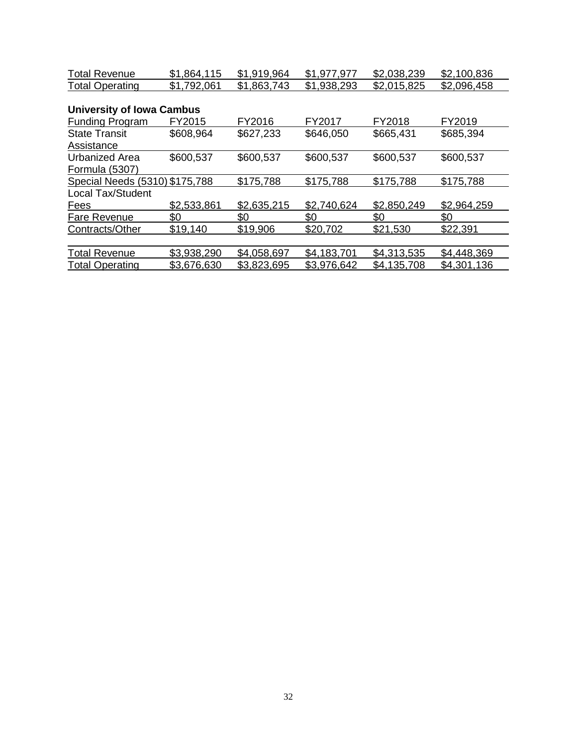| | | | | | |
|---|---|---|---|---|---|
| Total Revenue | $1,864,115 | $1,919,964 | $1,977,977 | $2,038,239 | $2,100,836 |
| Total Operating | $1,792,061 | $1,863,743 | $1,938,293 | $2,015,825 | $2,096,458 |

**University of Iowa Cambus**

| Funding Program | FY2015 | FY2016 | FY2017 | FY2018 | FY2019 |
|---|---|---|---|---|---|
| State Transit Assistance | $608,964 | $627,233 | $646,050 | $665,431 | $685,394 |
| Urbanized Area Formula (5307) | $600,537 | $600,537 | $600,537 | $600,537 | $600,537 |
| Special Needs (5310) | $175,788 | $175,788 | $175,788 | $175,788 | $175,788 |
| Local Tax/Student Fees | $2,533,861 | $2,635,215 | $2,740,624 | $2,850,249 | $2,964,259 |
| Fare Revenue | $0 | $0 | $0 | $0 | $0 |
| Contracts/Other | $19,140 | $19,906 | $20,702 | $21,530 | $22,391 |
| | | | | | |
| Total Revenue | $3,938,290 | $4,058,697 | $4,183,701 | $4,313,535 | $4,448,369 |
| Total Operating | $3,676,630 | $3,823,695 | $3,976,642 | $4,135,708 | $4,301,136 |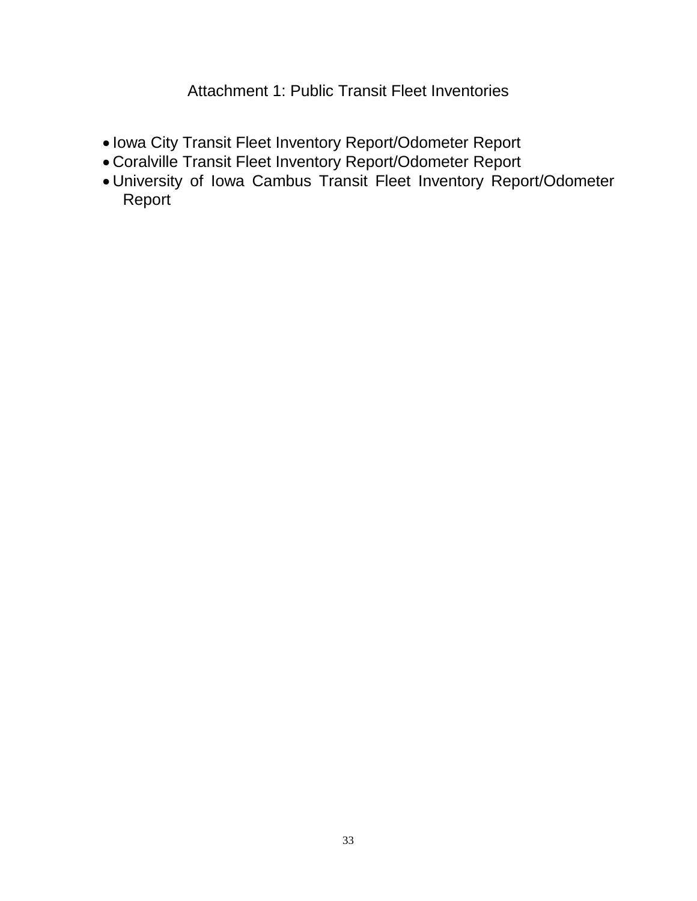# Attachment 1: Public Transit Fleet Inventories

- Iowa City Transit Fleet Inventory Report/Odometer Report
- Coralville Transit Fleet Inventory Report/Odometer Report
- University of Iowa Cambus Transit Fleet Inventory Report/Odometer Report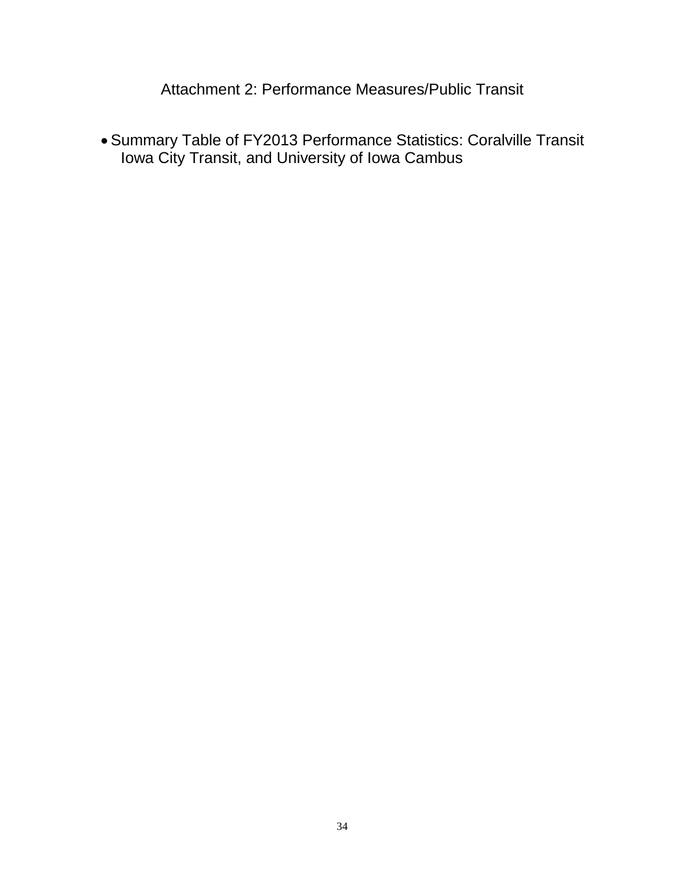# Attachment 2: Performance Measures/Public Transit

- Summary Table of FY2013 Performance Statistics: Coralville Transit Iowa City Transit, and University of Iowa Cambus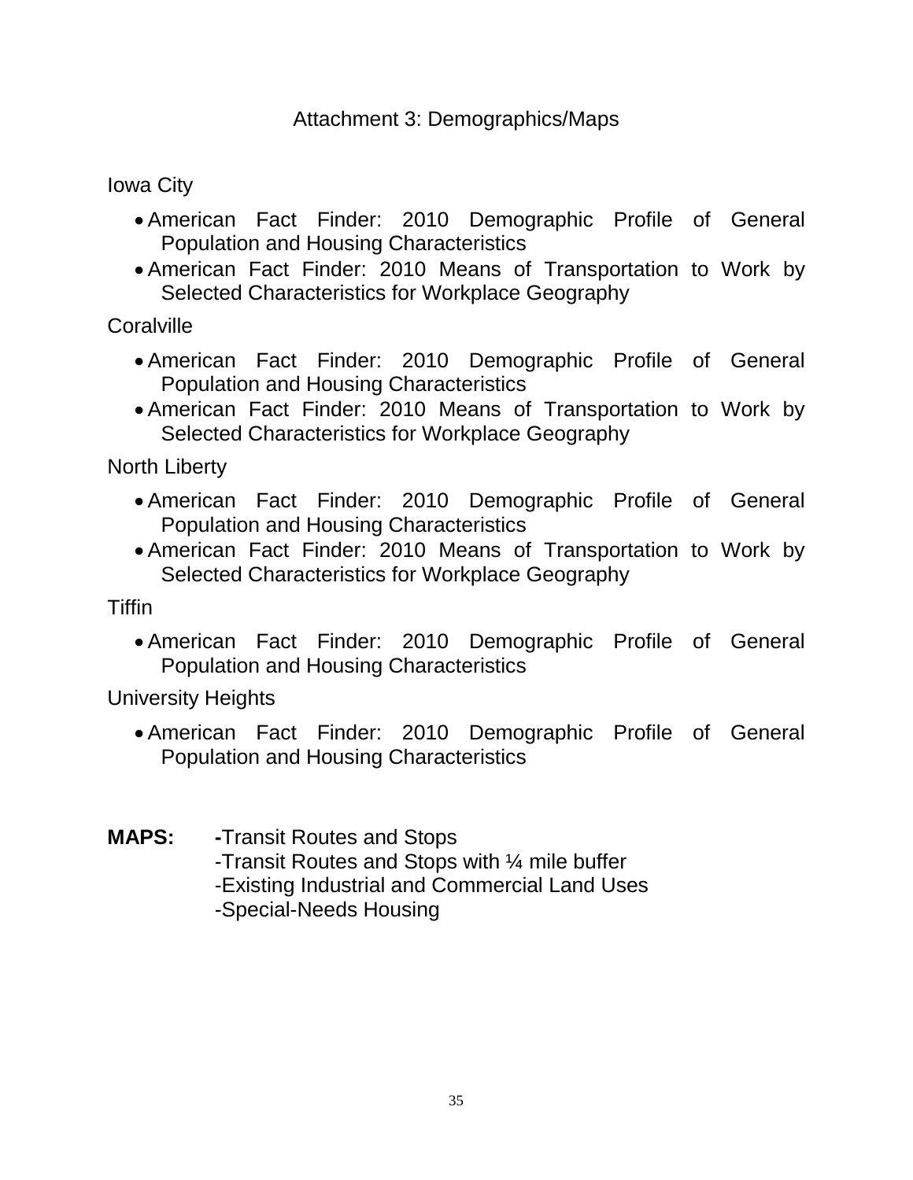# Attachment 3: Demographics/Maps

Iowa City

- American Fact Finder: 2010 Demographic Profile of General Population and Housing Characteristics
- American Fact Finder: 2010 Means of Transportation to Work by Selected Characteristics for Workplace Geography

Coralville

- American Fact Finder: 2010 Demographic Profile of General Population and Housing Characteristics
- American Fact Finder: 2010 Means of Transportation to Work by Selected Characteristics for Workplace Geography

North Liberty

- American Fact Finder: 2010 Demographic Profile of General Population and Housing Characteristics
- American Fact Finder: 2010 Means of Transportation to Work by Selected Characteristics for Workplace Geography

Tiffin

- American Fact Finder: 2010 Demographic Profile of General Population and Housing Characteristics

University Heights

- American Fact Finder: 2010 Demographic Profile of General Population and Housing Characteristics

**MAPS:** -Transit Routes and Stops
-Transit Routes and Stops with ¼ mile buffer
-Existing Industrial and Commercial Land Uses
-Special-Needs Housing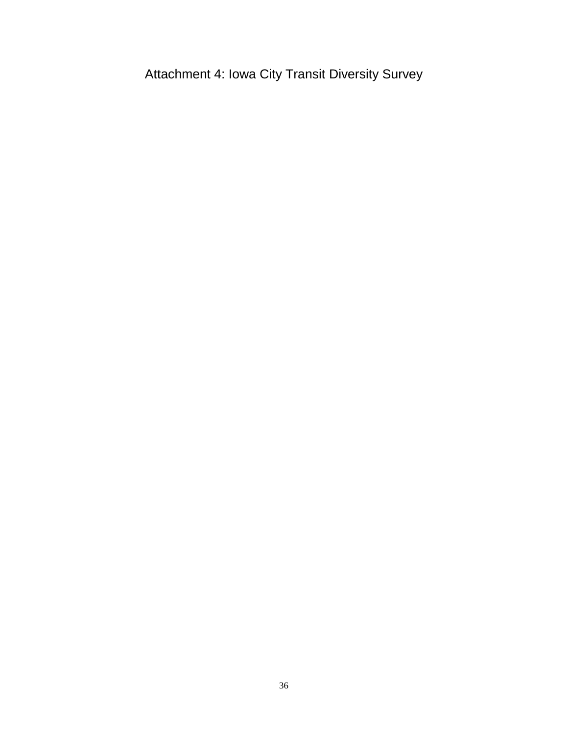# Attachment 4: Iowa City Transit Diversity Survey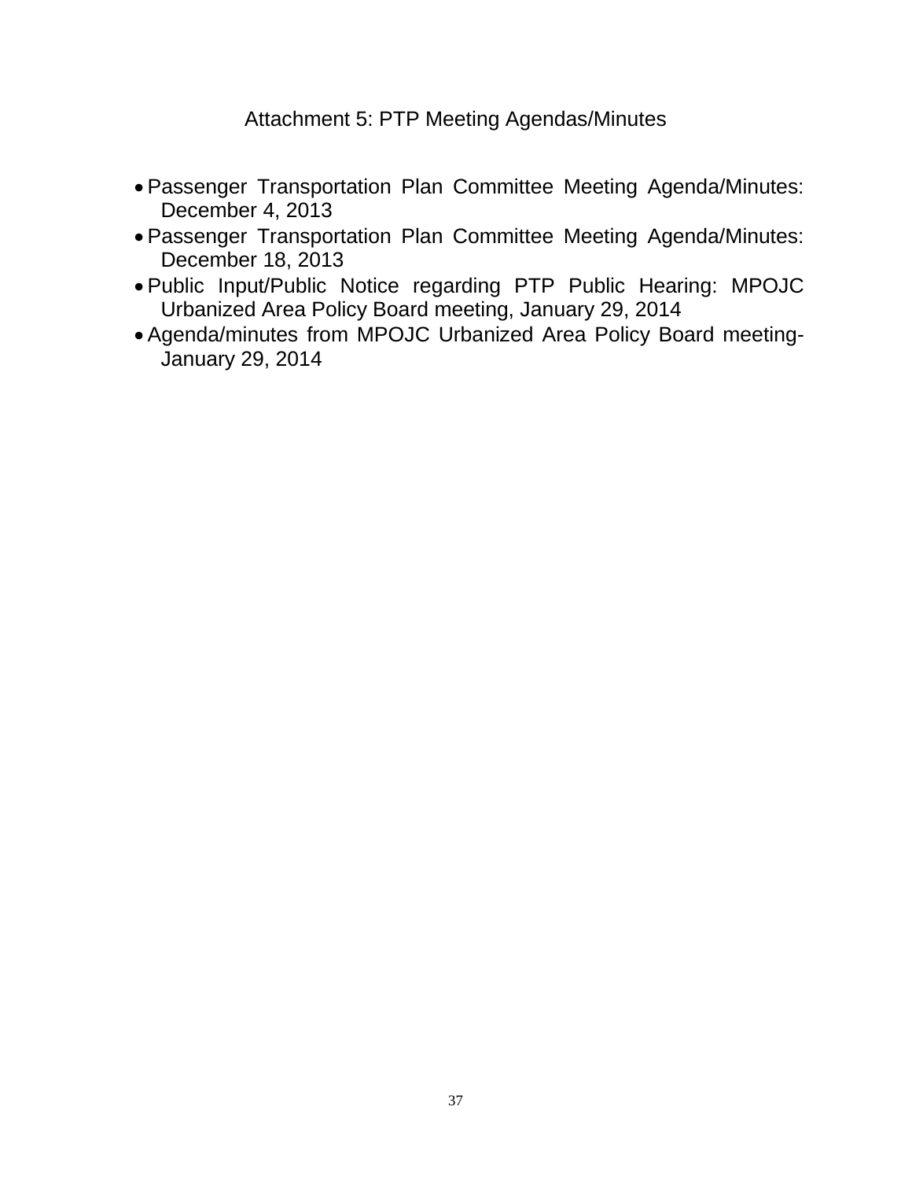# Attachment 5: PTP Meeting Agendas/Minutes

- Passenger Transportation Plan Committee Meeting Agenda/Minutes: December 4, 2013
- Passenger Transportation Plan Committee Meeting Agenda/Minutes: December 18, 2013
- Public Input/Public Notice regarding PTP Public Hearing: MPOJC Urbanized Area Policy Board meeting, January 29, 2014
- Agenda/minutes from MPOJC Urbanized Area Policy Board meeting-January 29, 2014